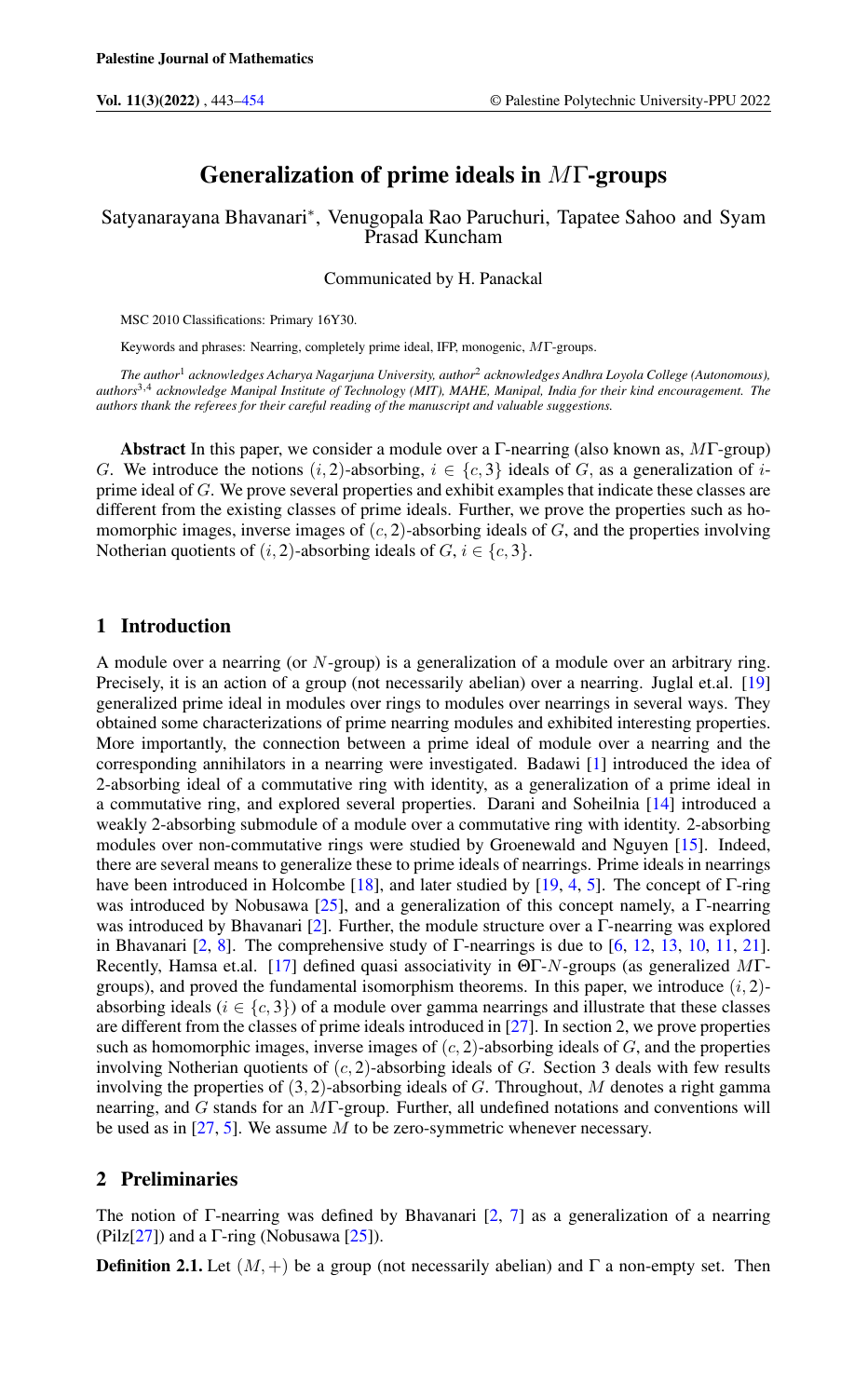# Generalization of prime ideals in $M\Gamma$-groups

Satyanarayana Bhavanari*, Venugopala Rao Paruchuri, Tapatee Sahoo and Syam Prasad Kuncham

Communicated by H. Panackal

MSC 2010 Classifications: Primary 16Y30.

Keywords and phrases: Nearring, completely prime ideal, IFP, monogenic, $M\Gamma$-groups.

*The author[1] acknowledges Acharya Nagarjuna University, author[2] acknowledges Andhra Loyola College (Autonomous), authors[3,4] acknowledge Manipal Institute of Technology (MIT), MAHE, Manipal, India for their kind encouragement. The authors thank the referees for their careful reading of the manuscript and valuable suggestions.*

**Abstract** In this paper, we consider a module over a $\Gamma$-nearring (also known as, $M\Gamma$-group) $G$. We introduce the notions $(i, 2)$-absorbing, $i \in \{c, 3\}$ ideals of $G$, as a generalization of $i$-prime ideal of $G$. We prove several properties and exhibit examples that indicate these classes are different from the existing classes of prime ideals. Further, we prove the properties such as homomorphic images, inverse images of $(c, 2)$-absorbing ideals of $G$, and the properties involving Notherian quotients of $(i, 2)$-absorbing ideals of $G$, $i \in \{c, 3\}$.

## 1 Introduction

A module over a nearring (or $N$-group) is a generalization of a module over an arbitrary ring. Precisely, it is an action of a group (not necessarily abelian) over a nearring. Juglal et.al. [19] generalized prime ideal in modules over rings to modules over nearrings in several ways. They obtained some characterizations of prime nearring modules and exhibited interesting properties. More importantly, the connection between a prime ideal of module over a nearring and the corresponding annihilators in a nearring were investigated. Badawi [1] introduced the idea of 2-absorbing ideal of a commutative ring with identity, as a generalization of a prime ideal in a commutative ring, and explored several properties. Darani and Soheilnia [14] introduced a weakly 2-absorbing submodule of a module over a commutative ring with identity. 2-absorbing modules over non-commutative rings were studied by Groenewald and Nguyen [15]. Indeed, there are several means to generalize these to prime ideals of nearrings. Prime ideals in nearrings have been introduced in Holcombe [18], and later studied by [19, 4, 5]. The concept of $\Gamma$-ring was introduced by Nobusawa [25], and a generalization of this concept namely, a $\Gamma$-nearring was introduced by Bhavanari [2]. Further, the module structure over a $\Gamma$-nearring was explored in Bhavanari [2, 8]. The comprehensive study of $\Gamma$-nearrings is due to [6, 12, 13, 10, 11, 21]. Recently, Hamsa et.al. [17] defined quasi associativity in $\Theta\Gamma$-$N$-groups (as generalized $M\Gamma$-groups), and proved the fundamental isomorphism theorems. In this paper, we introduce $(i, 2)$-absorbing ideals ($i \in \{c, 3\}$) of a module over gamma nearrings and illustrate that these classes are different from the classes of prime ideals introduced in [27]. In section 2, we prove properties such as homomorphic images, inverse images of $(c, 2)$-absorbing ideals of $G$, and the properties involving Notherian quotients of $(c, 2)$-absorbing ideals of $G$. Section 3 deals with few results involving the properties of $(3, 2)$-absorbing ideals of $G$. Throughout, $M$ denotes a right gamma nearring, and $G$ stands for an $M\Gamma$-group. Further, all undefined notations and conventions will be used as in [27, 5]. We assume $M$ to be zero-symmetric whenever necessary.

## 2 Preliminaries

The notion of $\Gamma$-nearring was defined by Bhavanari [2, 7] as a generalization of a nearring (Pilz[27]) and a $\Gamma$-ring (Nobusawa [25]).

**Definition 2.1.** Let $(M, +)$ be a group (not necessarily abelian) and $\Gamma$ a non-empty set. Then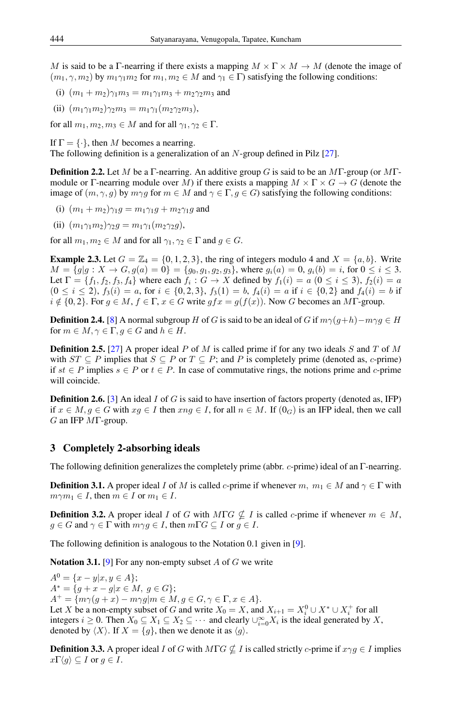$M$ is said to be a $\Gamma$-nearring if there exists a mapping $M \times \Gamma \times M \to M$ (denote the image of $(m_1, \gamma, m_2)$ by $m_1\gamma_1 m_2$ for $m_1, m_2 \in M$ and $\gamma_1 \in \Gamma$) satisfying the following conditions:

(i) $(m_1 + m_2)\gamma_1 m_3 = m_1\gamma_1 m_3 + m_2\gamma_1 m_3$ and

(ii) $(m_1\gamma_1 m_2)\gamma_2 m_3 = m_1\gamma_1(m_2\gamma_2 m_3)$,

for all $m_1, m_2, m_3 \in M$ and for all $\gamma_1, \gamma_2 \in \Gamma$.

If $\Gamma = \{\cdot\}$, then $M$ becomes a nearring.
The following definition is a generalization of an $N$-group defined in Pilz [27].

**Definition 2.2.** Let $M$ be a $\Gamma$-nearring. An additive group $G$ is said to be an $M\Gamma$-group (or $M\Gamma$-module or $\Gamma$-nearring module over $M$) if there exists a mapping $M \times \Gamma \times G \to G$ (denote the image of $(m, \gamma, g)$ by $m\gamma g$ for $m \in M$ and $\gamma \in \Gamma, g \in G$) satisfying the following conditions:

(i) $(m_1 + m_2)\gamma_1 g = m_1\gamma_1 g + m_2\gamma_1 g$ and

(ii) $(m_1\gamma_1 m_2)\gamma_2 g = m_1\gamma_1(m_2\gamma_2 g)$,

for all $m_1, m_2 \in M$ and for all $\gamma_1, \gamma_2 \in \Gamma$ and $g \in G$.

**Example 2.3.** Let $G = \mathbb{Z}_4 = \{0, 1, 2, 3\}$, the ring of integers modulo 4 and $X = \{a, b\}$. Write $M = \{g | g : X \to G, g(a) = 0\} = \{g_0, g_1, g_2, g_3\}$, where $g_i(a) = 0$, $g_i(b) = i$, for $0 \leq i \leq 3$. Let $\Gamma = \{f_1, f_2, f_3, f_4\}$ where each $f_i : G \to X$ defined by $f_1(i) = a$ $(0 \leq i \leq 3)$, $f_2(i) = a$ $(0 \leq i \leq 2)$, $f_3(i) = a$, for $i \in \{0, 2, 3\}$, $f_3(1) = b$, $f_4(i) = a$ if $i \in \{0, 2\}$ and $f_4(i) = b$ if $i \notin \{0, 2\}$. For $g \in M$, $f \in \Gamma$, $x \in G$ write $gfx = g(f(x))$. Now $G$ becomes an $M\Gamma$-group.

**Definition 2.4.** [8] A normal subgroup $H$ of $G$ is said to be an ideal of $G$ if $m\gamma(g+h) - m\gamma g \in H$ for $m \in M, \gamma \in \Gamma, g \in G$ and $h \in H$.

**Definition 2.5.** [27] A proper ideal $P$ of $M$ is called prime if for any two ideals $S$ and $T$ of $M$ with $ST \subseteq P$ implies that $S \subseteq P$ or $T \subseteq P$; and $P$ is completely prime (denoted as, $c$-prime) if $st \in P$ implies $s \in P$ or $t \in P$. In case of commutative rings, the notions prime and $c$-prime will coincide.

**Definition 2.6.** [3] An ideal $I$ of $G$ is said to have insertion of factors property (denoted as, IFP) if $x \in M, g \in G$ with $xg \in I$ then $xng \in I$, for all $n \in M$. If $(0_G)$ is an IFP ideal, then we call $G$ an IFP $M\Gamma$-group.

## 3 Completely 2-absorbing ideals

The following definition generalizes the completely prime (abbr. $c$-prime) ideal of an $\Gamma$-nearring.

**Definition 3.1.** A proper ideal $I$ of $M$ is called $c$-prime if whenever $m,\ m_1 \in M$ and $\gamma \in \Gamma$ with $m\gamma m_1 \in I$, then $m \in I$ or $m_1 \in I$.

**Definition 3.2.** A proper ideal $I$ of $G$ with $M\Gamma G \nsubseteq I$ is called $c$-prime if whenever $m \in M$, $g \in G$ and $\gamma \in \Gamma$ with $m\gamma g \in I$, then $m\Gamma G \subseteq I$ or $g \in I$.

The following definition is analogous to the Notation 0.1 given in [9].

**Notation 3.1.** [9] For any non-empty subset $A$ of $G$ we write

$A^0 = \{x - y | x, y \in A\}$;
$A^* = \{g + x - g | x \in M,\ g \in G\}$;
$A^+ = \{m\gamma(g + x) - m\gamma g | m \in M, g \in G, \gamma \in \Gamma, x \in A\}$.
Let $X$ be a non-empty subset of $G$ and write $X_0 = X$, and $X_{i+1} = X_i^0 \cup X^* \cup X_i^+$ for all integers $i \geq 0$. Then $X_0 \subseteq X_1 \subseteq X_2 \subseteq \cdots$ and clearly $\cup_{i=0}^{\infty} X_i$ is the ideal generated by $X$, denoted by $\langle X \rangle$. If $X = \{g\}$, then we denote it as $\langle g \rangle$.

**Definition 3.3.** A proper ideal $I$ of $G$ with $M\Gamma G \nsubseteq I$ is called strictly $c$-prime if $x\gamma g \in I$ implies $x\Gamma\langle g \rangle \subseteq I$ or $g \in I$.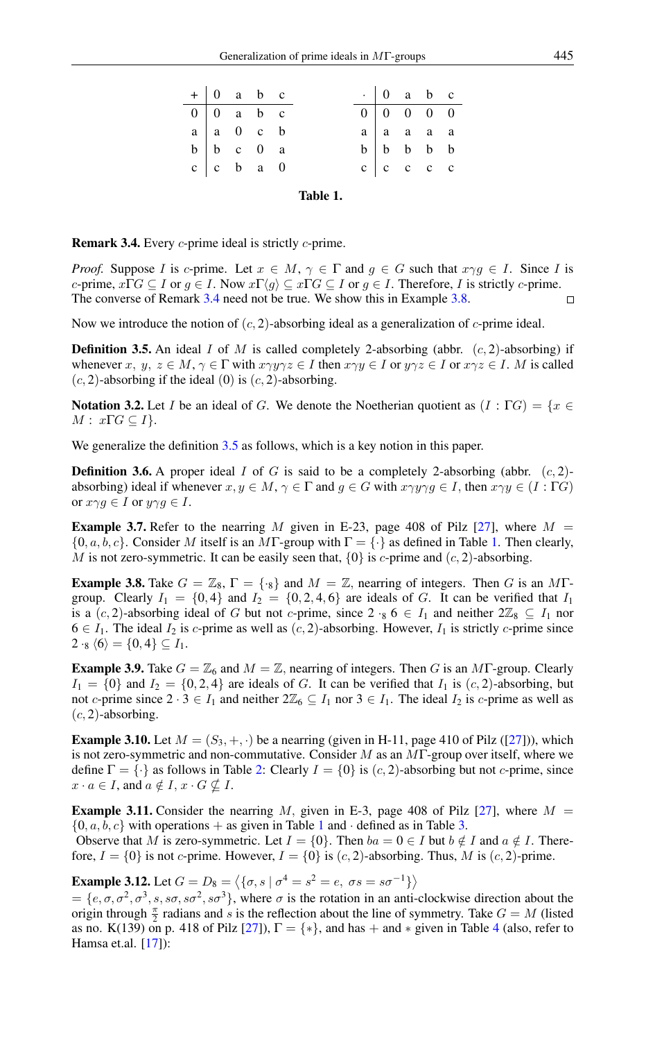| + | 0 | a | b | c |
|---|---|---|---|---|
| 0 | 0 | a | b | c |
| a | a | 0 | c | b |
| b | b | c | 0 | a |
| c | c | b | a | 0 |

| $\cdot$ | 0 | a | b | c |
|---|---|---|---|---|
| 0 | 0 | 0 | 0 | 0 |
| a | a | a | a | a |
| b | b | b | b | b |
| c | c | c | c | c |

**Table 1.**

**Remark 3.4.** Every $c$-prime ideal is strictly $c$-prime.

*Proof.* Suppose $I$ is $c$-prime. Let $x \in M$, $\gamma \in \Gamma$ and $g \in G$ such that $x\gamma g \in I$. Since $I$ is $c$-prime, $x\Gamma G \subseteq I$ or $g \in I$. Now $x\Gamma\langle g\rangle \subseteq x\Gamma G \subseteq I$ or $g \in I$. Therefore, $I$ is strictly $c$-prime. The converse of Remark 3.4 need not be true. We show this in Example 3.8. □

Now we introduce the notion of $(c, 2)$-absorbing ideal as a generalization of $c$-prime ideal.

**Definition 3.5.** An ideal $I$ of $M$ is called completely 2-absorbing (abbr. $(c, 2)$-absorbing) if whenever $x,\ y,\ z \in M, \gamma \in \Gamma$ with $x\gamma y\gamma z \in I$ then $x\gamma y \in I$ or $y\gamma z \in I$ or $x\gamma z \in I$. $M$ is called $(c, 2)$-absorbing if the ideal $(0)$ is $(c, 2)$-absorbing.

**Notation 3.2.** Let $I$ be an ideal of $G$. We denote the Noetherian quotient as $(I : \Gamma G) = \{x \in M :\ x\Gamma G \subseteq I\}$.

We generalize the definition 3.5 as follows, which is a key notion in this paper.

**Definition 3.6.** A proper ideal $I$ of $G$ is said to be a completely 2-absorbing (abbr. $(c, 2)$-absorbing) ideal if whenever $x, y \in M$, $\gamma \in \Gamma$ and $g \in G$ with $x\gamma y\gamma g \in I$, then $x\gamma y \in (I : \Gamma G)$ or $x\gamma g \in I$ or $y\gamma g \in I$.

**Example 3.7.** Refer to the nearring $M$ given in E-23, page 408 of Pilz [27], where $M = \{0, a, b, c\}$. Consider $M$ itself is an $M\Gamma$-group with $\Gamma = \{\cdot\}$ as defined in Table 1. Then clearly, $M$ is not zero-symmetric. It can be easily seen that, $\{0\}$ is $c$-prime and $(c, 2)$-absorbing.

**Example 3.8.** Take $G = \mathbb{Z}_8$, $\Gamma = \{\cdot_8\}$ and $M = \mathbb{Z}$, nearring of integers. Then $G$ is an $M\Gamma$-group. Clearly $I_1 = \{0, 4\}$ and $I_2 = \{0, 2, 4, 6\}$ are ideals of $G$. It can be verified that $I_1$ is a $(c, 2)$-absorbing ideal of $G$ but not $c$-prime, since $2 \cdot_8 6 \in I_1$ and neither $2\mathbb{Z}_8 \subseteq I_1$ nor $6 \in I_1$. The ideal $I_2$ is $c$-prime as well as $(c, 2)$-absorbing. However, $I_1$ is strictly $c$-prime since $2 \cdot_8 \langle 6\rangle = \{0, 4\} \subseteq I_1$.

**Example 3.9.** Take $G = \mathbb{Z}_6$ and $M = \mathbb{Z}$, nearring of integers. Then $G$ is an $M\Gamma$-group. Clearly $I_1 = \{0\}$ and $I_2 = \{0, 2, 4\}$ are ideals of $G$. It can be verified that $I_1$ is $(c, 2)$-absorbing, but not $c$-prime since $2 \cdot 3 \in I_1$ and neither $2\mathbb{Z}_6 \subseteq I_1$ nor $3 \in I_1$. The ideal $I_2$ is $c$-prime as well as $(c, 2)$-absorbing.

**Example 3.10.** Let $M = (S_3, +, \cdot)$ be a nearring (given in H-11, page 410 of Pilz ([27])), which is not zero-symmetric and non-commutative. Consider $M$ as an $M\Gamma$-group over itself, where we define $\Gamma = \{\cdot\}$ as follows in Table 2: Clearly $I = \{0\}$ is $(c, 2)$-absorbing but not $c$-prime, since $x \cdot a \in I$, and $a \notin I$, $x \cdot G \nsubseteq I$.

**Example 3.11.** Consider the nearring $M$, given in E-3, page 408 of Pilz [27], where $M = \{0, a, b, c\}$ with operations $+$ as given in Table 1 and $\cdot$ defined as in Table 3.
Observe that $M$ is zero-symmetric. Let $I = \{0\}$. Then $ba = 0 \in I$ but $b \notin I$ and $a \notin I$. Therefore, $I = \{0\}$ is not $c$-prime. However, $I = \{0\}$ is $(c, 2)$-absorbing. Thus, $M$ is $(c, 2)$-prime.

**Example 3.12.** Let $G = D_8 = \langle\{\sigma, s \mid \sigma^4 = s^2 = e,\ \sigma s = s\sigma^{-1}\}\rangle$
$= \{e, \sigma, \sigma^2, \sigma^3, s, s\sigma, s\sigma^2, s\sigma^3\}$, where $\sigma$ is the rotation in an anti-clockwise direction about the origin through $\frac{\pi}{2}$ radians and $s$ is the reflection about the line of symmetry. Take $G = M$ (listed as no. K(139) on p. 418 of Pilz [27]), $\Gamma = \{*\}$, and has $+$ and $*$ given in Table 4 (also, refer to Hamsa et.al. [17]):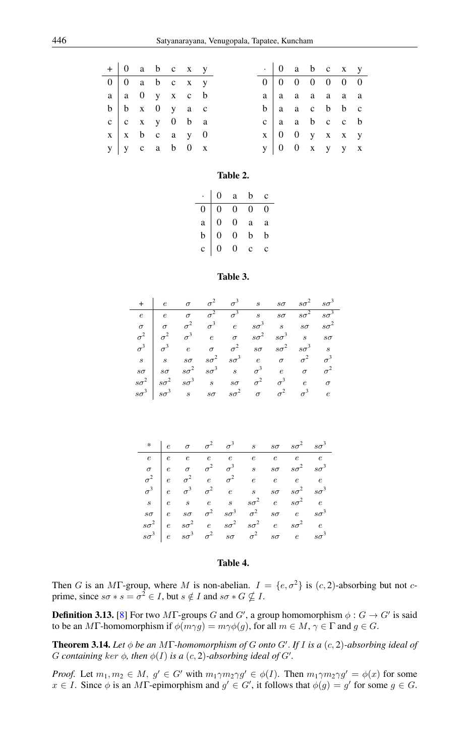| + | 0 | a | b | c | x | y |
|---|---|---|---|---|---|---|
| 0 | 0 | a | b | c | x | y |
| a | a | 0 | y | x | c | b |
| b | b | x | 0 | y | a | c |
| c | c | x | y | 0 | b | a |
| x | x | b | c | a | y | 0 |
| y | y | c | a | b | 0 | x |

| $\cdot$ | 0 | a | b | c | x | y |
|---|---|---|---|---|---|---|
| 0 | 0 | 0 | 0 | 0 | 0 | 0 |
| a | a | a | a | a | a | a |
| b | a | a | c | b | b | c |
| c | a | a | b | c | c | b |
| x | 0 | 0 | y | x | x | y |
| y | 0 | 0 | x | y | y | x |

**Table 2.**

| $\cdot$ | 0 | a | b | c |
|---|---|---|---|---|
| 0 | 0 | 0 | 0 | 0 |
| a | 0 | 0 | a | a |
| b | 0 | 0 | b | b |
| c | 0 | 0 | c | c |

**Table 3.**

| $+$ | $e$ | $\sigma$ | $\sigma^2$ | $\sigma^3$ | $s$ | $s\sigma$ | $s\sigma^2$ | $s\sigma^3$ |
|---|---|---|---|---|---|---|---|---|
| $e$ | $e$ | $\sigma$ | $\sigma^2$ | $\sigma^3$ | $s$ | $s\sigma$ | $s\sigma^2$ | $s\sigma^3$ |
| $\sigma$ | $\sigma$ | $\sigma^2$ | $\sigma^3$ | $e$ | $s\sigma^3$ | $s$ | $s\sigma$ | $s\sigma^2$ |
| $\sigma^2$ | $\sigma^2$ | $\sigma^3$ | $e$ | $\sigma$ | $s\sigma^2$ | $s\sigma^3$ | $s$ | $s\sigma$ |
| $\sigma^3$ | $\sigma^3$ | $e$ | $\sigma$ | $\sigma^2$ | $s\sigma$ | $s\sigma^2$ | $s\sigma^3$ | $s$ |
| $s$ | $s$ | $s\sigma$ | $s\sigma^2$ | $s\sigma^3$ | $e$ | $\sigma$ | $\sigma^2$ | $\sigma^3$ |
| $s\sigma$ | $s\sigma$ | $s\sigma^2$ | $s\sigma^3$ | $s$ | $\sigma^3$ | $e$ | $\sigma$ | $\sigma^2$ |
| $s\sigma^2$ | $s\sigma^2$ | $s\sigma^3$ | $s$ | $s\sigma$ | $\sigma^2$ | $\sigma^3$ | $e$ | $\sigma$ |
| $s\sigma^3$ | $s\sigma^3$ | $s$ | $s\sigma$ | $s\sigma^2$ | $\sigma$ | $\sigma^2$ | $\sigma^3$ | $e$ |

| $*$ | $e$ | $\sigma$ | $\sigma^2$ | $\sigma^3$ | $s$ | $s\sigma$ | $s\sigma^2$ | $s\sigma^3$ |
|---|---|---|---|---|---|---|---|---|
| $e$ | $e$ | $e$ | $e$ | $e$ | $e$ | $e$ | $e$ | $e$ |
| $\sigma$ | $e$ | $\sigma$ | $\sigma^2$ | $\sigma^3$ | $s$ | $s\sigma$ | $s\sigma^2$ | $s\sigma^3$ |
| $\sigma^2$ | $e$ | $\sigma^2$ | $e$ | $\sigma^2$ | $e$ | $e$ | $e$ | $e$ |
| $\sigma^3$ | $e$ | $\sigma^3$ | $\sigma^2$ | $e$ | $s$ | $s\sigma$ | $s\sigma^2$ | $s\sigma^3$ |
| $s$ | $e$ | $s$ | $e$ | $s$ | $s\sigma^2$ | $e$ | $s\sigma^2$ | $e$ |
| $s\sigma$ | $e$ | $s\sigma$ | $\sigma^2$ | $s\sigma^3$ | $\sigma^2$ | $s\sigma$ | $e$ | $s\sigma^3$ |
| $s\sigma^2$ | $e$ | $s\sigma^2$ | $e$ | $s\sigma^2$ | $s\sigma^2$ | $e$ | $s\sigma^2$ | $e$ |
| $s\sigma^3$ | $e$ | $s\sigma^3$ | $\sigma^2$ | $s\sigma$ | $\sigma^2$ | $s\sigma$ | $e$ | $s\sigma^3$ |

**Table 4.**

Then $G$ is an $M\Gamma$-group, where $M$ is non-abelian. $I = \{e, \sigma^2\}$ is $(c, 2)$-absorbing but not $c$-prime, since $s\sigma * s = \sigma^2 \in I$, but $s \notin I$ and $s\sigma * G \nsubseteq I$.

**Definition 3.13.** [8] For two $M\Gamma$-groups $G$ and $G'$, a group homomorphism $\phi : G \to G'$ is said to be an $M\Gamma$-homomorphism if $\phi(m\gamma g) = m\gamma\phi(g)$, for all $m \in M$, $\gamma \in \Gamma$ and $g \in G$.

**Theorem 3.14.** *Let $\phi$ be an $M\Gamma$-homomorphism of $G$ onto $G'$. If $I$ is a $(c, 2)$-absorbing ideal of $G$ containing $ker\ \phi$, then $\phi(I)$ is a $(c, 2)$-absorbing ideal of $G'$.*

*Proof.* Let $m_1, m_2 \in M$, $g' \in G'$ with $m_1\gamma m_2\gamma g' \in \phi(I)$. Then $m_1\gamma m_2\gamma g' = \phi(x)$ for some $x \in I$. Since $\phi$ is an $M\Gamma$-epimorphism and $g' \in G'$, it follows that $\phi(g) = g'$ for some $g \in G$.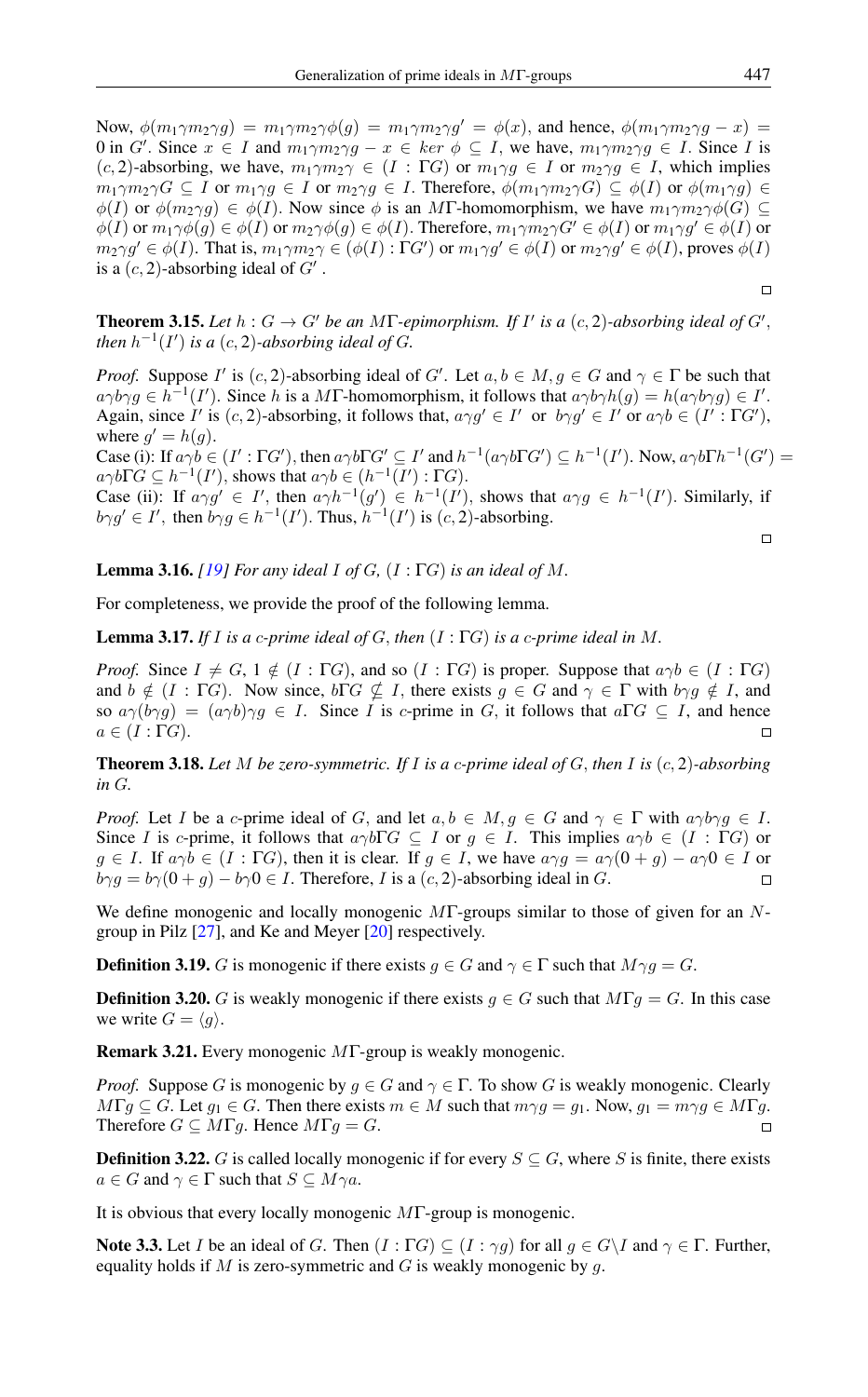Now, $\phi(m_1\gamma m_2\gamma g) = m_1\gamma m_2\gamma\phi(g) = m_1\gamma m_2\gamma g' = \phi(x)$, and hence, $\phi(m_1\gamma m_2\gamma g - x) = 0$ in $G'$. Since $x \in I$ and $m_1\gamma m_2\gamma g - x \in ker\ \phi \subseteq I$, we have, $m_1\gamma m_2\gamma g \in I$. Since $I$ is $(c,2)$-absorbing, we have, $m_1\gamma m_2\gamma \in (I : \Gamma G)$ or $m_1\gamma g \in I$ or $m_2\gamma g \in I$, which implies $m_1\gamma m_2\gamma G \subseteq I$ or $m_1\gamma g \in I$ or $m_2\gamma g \in I$. Therefore, $\phi(m_1\gamma m_2\gamma G) \subseteq \phi(I)$ or $\phi(m_1\gamma g) \in \phi(I)$ or $\phi(m_2\gamma g) \in \phi(I)$. Now since $\phi$ is an $M\Gamma$-homomorphism, we have $m_1\gamma m_2\gamma\phi(G) \subseteq \phi(I)$ or $m_1\gamma\phi(g) \in \phi(I)$ or $m_2\gamma\phi(g) \in \phi(I)$. Therefore, $m_1\gamma m_2\gamma G' \in \phi(I)$ or $m_1\gamma g' \in \phi(I)$ or $m_2\gamma g' \in \phi(I)$. That is, $m_1\gamma m_2\gamma \in (\phi(I) : \Gamma G')$ or $m_1\gamma g' \in \phi(I)$ or $m_2\gamma g' \in \phi(I)$, proves $\phi(I)$ is a $(c,2)$-absorbing ideal of $G'$. □

**Theorem 3.15.** *Let $h : G \to G'$ be an $M\Gamma$-epimorphism. If $I'$ is a $(c,2)$-absorbing ideal of $G'$, then $h^{-1}(I')$ is a $(c,2)$-absorbing ideal of $G$.*

*Proof.* Suppose $I'$ is $(c,2)$-absorbing ideal of $G'$. Let $a, b \in M, g \in G$ and $\gamma \in \Gamma$ be such that $a\gamma b\gamma g \in h^{-1}(I')$. Since $h$ is a $M\Gamma$-homomorphism, it follows that $a\gamma b\gamma h(g) = h(a\gamma b\gamma g) \in I'$. Again, since $I'$ is $(c,2)$-absorbing, it follows that, $a\gamma g' \in I'$ or $b\gamma g' \in I'$ or $a\gamma b \in (I' : \Gamma G')$, where $g' = h(g)$.
Case (i): If $a\gamma b \in (I' : \Gamma G')$, then $a\gamma b\Gamma G' \subseteq I'$ and $h^{-1}(a\gamma b\Gamma G') \subseteq h^{-1}(I')$. Now, $a\gamma b\Gamma h^{-1}(G') = a\gamma b\Gamma G \subseteq h^{-1}(I')$, shows that $a\gamma b \in (h^{-1}(I') : \Gamma G)$.
Case (ii): If $a\gamma g' \in I'$, then $a\gamma h^{-1}(g') \in h^{-1}(I')$, shows that $a\gamma g \in h^{-1}(I')$. Similarly, if $b\gamma g' \in I'$, then $b\gamma g \in h^{-1}(I')$. Thus, $h^{-1}(I')$ is $(c,2)$-absorbing. □

**Lemma 3.16.** *[19] For any ideal $I$ of $G$, $(I : \Gamma G)$ is an ideal of $M$.*

For completeness, we provide the proof of the following lemma.

**Lemma 3.17.** *If $I$ is a $c$-prime ideal of $G$, then $(I : \Gamma G)$ is a $c$-prime ideal in $M$.*

*Proof.* Since $I \neq G$, $1 \notin (I : \Gamma G)$, and so $(I : \Gamma G)$ is proper. Suppose that $a\gamma b \in (I : \Gamma G)$ and $b \notin (I : \Gamma G)$. Now since, $b\Gamma G \nsubseteq I$, there exists $g \in G$ and $\gamma \in \Gamma$ with $b\gamma g \notin I$, and so $a\gamma(b\gamma g) = (a\gamma b)\gamma g \in I$. Since $I$ is $c$-prime in $G$, it follows that $a\Gamma G \subseteq I$, and hence $a \in (I : \Gamma G)$. □

**Theorem 3.18.** *Let $M$ be zero-symmetric. If $I$ is a $c$-prime ideal of $G$, then $I$ is $(c,2)$-absorbing in $G$.*

*Proof.* Let $I$ be a $c$-prime ideal of $G$, and let $a, b \in M, g \in G$ and $\gamma \in \Gamma$ with $a\gamma b\gamma g \in I$. Since $I$ is $c$-prime, it follows that $a\gamma b\Gamma G \subseteq I$ or $g \in I$. This implies $a\gamma b \in (I : \Gamma G)$ or $g \in I$. If $a\gamma b \in (I : \Gamma G)$, then it is clear. If $g \in I$, we have $a\gamma g = a\gamma(0+g) - a\gamma 0 \in I$ or $b\gamma g = b\gamma(0+g) - b\gamma 0 \in I$. Therefore, $I$ is a $(c,2)$-absorbing ideal in $G$. □

We define monogenic and locally monogenic $M\Gamma$-groups similar to those of given for an $N$-group in Pilz [27], and Ke and Meyer [20] respectively.

**Definition 3.19.** $G$ is monogenic if there exists $g \in G$ and $\gamma \in \Gamma$ such that $M\gamma g = G$.

**Definition 3.20.** $G$ is weakly monogenic if there exists $g \in G$ such that $M\Gamma g = G$. In this case we write $G = \langle g \rangle$.

**Remark 3.21.** Every monogenic $M\Gamma$-group is weakly monogenic.

*Proof.* Suppose $G$ is monogenic by $g \in G$ and $\gamma \in \Gamma$. To show $G$ is weakly monogenic. Clearly $M\Gamma g \subseteq G$. Let $g_1 \in G$. Then there exists $m \in M$ such that $m\gamma g = g_1$. Now, $g_1 = m\gamma g \in M\Gamma g$. Therefore $G \subseteq M\Gamma g$. Hence $M\Gamma g = G$. □

**Definition 3.22.** $G$ is called locally monogenic if for every $S \subseteq G$, where $S$ is finite, there exists $a \in G$ and $\gamma \in \Gamma$ such that $S \subseteq M\gamma a$.

It is obvious that every locally monogenic $M\Gamma$-group is monogenic.

**Note 3.3.** Let $I$ be an ideal of $G$. Then $(I : \Gamma G) \subseteq (I : \gamma g)$ for all $g \in G \backslash I$ and $\gamma \in \Gamma$. Further, equality holds if $M$ is zero-symmetric and $G$ is weakly monogenic by $g$.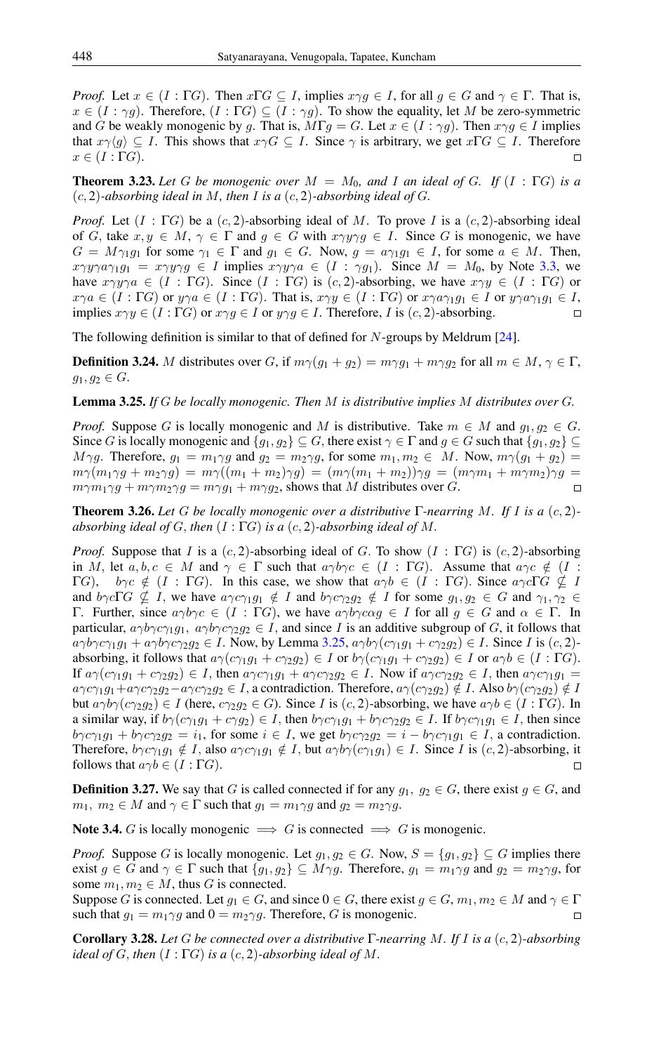*Proof.* Let $x \in (I : \Gamma G)$. Then $x\Gamma G \subseteq I$, implies $x\gamma g \in I$, for all $g \in G$ and $\gamma \in \Gamma$. That is, $x \in (I : \gamma g)$. Therefore, $(I : \Gamma G) \subseteq (I : \gamma g)$. To show the equality, let $M$ be zero-symmetric and $G$ be weakly monogenic by $g$. That is, $M\Gamma g = G$. Let $x \in (I : \gamma g)$. Then $x\gamma g \in I$ implies that $x\gamma\langle g\rangle \subseteq I$. This shows that $x\gamma G \subseteq I$. Since $\gamma$ is arbitrary, we get $x\Gamma G \subseteq I$. Therefore $x \in (I : \Gamma G)$. □

**Theorem 3.23.** *Let $G$ be monogenic over $M = M_0$, and $I$ an ideal of $G$. If $(I : \Gamma G)$ is a $(c, 2)$-absorbing ideal in $M$, then $I$ is a $(c, 2)$-absorbing ideal of $G$.*

*Proof.* Let $(I : \Gamma G)$ be a $(c, 2)$-absorbing ideal of $M$. To prove $I$ is a $(c, 2)$-absorbing ideal of $G$, take $x, y \in M$, $\gamma \in \Gamma$ and $g \in G$ with $x\gamma y\gamma g \in I$. Since $G$ is monogenic, we have $G = M\gamma_1 g_1$ for some $\gamma_1 \in \Gamma$ and $g_1 \in G$. Now, $g = a\gamma_1 g_1 \in I$, for some $a \in M$. Then, $x\gamma y\gamma a\gamma_1 g_1 = x\gamma y\gamma g \in I$ implies $x\gamma y\gamma a \in (I : \gamma_1 g_1)$. Since $M = M_0$, by Note 3.3, we have $x\gamma y\gamma a \in (I : \Gamma G)$. Since $(I : \Gamma G)$ is $(c, 2)$-absorbing, we have $x\gamma y \in (I : \Gamma G)$ or $x\gamma a \in (I : \Gamma G)$ or $y\gamma a \in (I : \Gamma G)$. That is, $x\gamma y \in (I : \Gamma G)$ or $x\gamma a\gamma_1 g_1 \in I$ or $y\gamma a\gamma_1 g_1 \in I$, implies $x\gamma y \in (I : \Gamma G)$ or $x\gamma g \in I$ or $y\gamma g \in I$. Therefore, $I$ is $(c, 2)$-absorbing. □

The following definition is similar to that of defined for $N$-groups by Meldrum [24].

**Definition 3.24.** $M$ distributes over $G$, if $m\gamma(g_1 + g_2) = m\gamma g_1 + m\gamma g_2$ for all $m \in M$, $\gamma \in \Gamma$, $g_1, g_2 \in G$.

**Lemma 3.25.** *If $G$ be locally monogenic. Then $M$ is distributive implies $M$ distributes over $G$.*

*Proof.* Suppose $G$ is locally monogenic and $M$ is distributive. Take $m \in M$ and $g_1, g_2 \in G$. Since $G$ is locally monogenic and $\{g_1, g_2\} \subseteq G$, there exist $\gamma \in \Gamma$ and $g \in G$ such that $\{g_1, g_2\} \subseteq M\gamma g$. Therefore, $g_1 = m_1\gamma g$ and $g_2 = m_2\gamma g$, for some $m_1, m_2 \in M$. Now, $m\gamma(g_1 + g_2) = m\gamma(m_1\gamma g + m_2\gamma g) = m\gamma((m_1 + m_2)\gamma g) = (m\gamma(m_1 + m_2))\gamma g = (m\gamma m_1 + m\gamma m_2)\gamma g = m\gamma m_1\gamma g + m\gamma m_2\gamma g = m\gamma g_1 + m\gamma g_2$, shows that $M$ distributes over $G$. □

**Theorem 3.26.** *Let $G$ be locally monogenic over a distributive $\Gamma$-nearring $M$. If $I$ is a $(c, 2)$-absorbing ideal of $G$, then $(I : \Gamma G)$ is a $(c, 2)$-absorbing ideal of $M$.*

*Proof.* Suppose that $I$ is a $(c, 2)$-absorbing ideal of $G$. To show $(I : \Gamma G)$ is $(c, 2)$-absorbing in $M$, let $a, b, c \in M$ and $\gamma \in \Gamma$ such that $a\gamma b\gamma c \in (I : \Gamma G)$. Assume that $a\gamma c \notin (I : \Gamma G)$, $b\gamma c \notin (I : \Gamma G)$. In this case, we show that $a\gamma b \in (I : \Gamma G)$. Since $a\gamma c\Gamma G \nsubseteq I$ and $b\gamma c\Gamma G \nsubseteq I$, we have $a\gamma c\gamma_1 g_1 \notin I$ and $b\gamma c\gamma_2 g_2 \notin I$ for some $g_1, g_2 \in G$ and $\gamma_1, \gamma_2 \in \Gamma$. Further, since $a\gamma b\gamma c \in (I : \Gamma G)$, we have $a\gamma b\gamma c\alpha g \in I$ for all $g \in G$ and $\alpha \in \Gamma$. In particular, $a\gamma b\gamma c\gamma_1 g_1$, $a\gamma b\gamma c\gamma_2 g_2 \in I$, and since $I$ is an additive subgroup of $G$, it follows that $a\gamma b\gamma c\gamma_1 g_1 + a\gamma b\gamma c\gamma_2 g_2 \in I$. Now, by Lemma 3.25, $a\gamma b\gamma(c\gamma_1 g_1 + c\gamma_2 g_2) \in I$. Since $I$ is $(c, 2)$-absorbing, it follows that $a\gamma(c\gamma_1 g_1 + c\gamma_2 g_2) \in I$ or $b\gamma(c\gamma_1 g_1 + c\gamma_2 g_2) \in I$ or $a\gamma b \in (I : \Gamma G)$. If $a\gamma(c\gamma_1 g_1 + c\gamma_2 g_2) \in I$, then $a\gamma c\gamma_1 g_1 + a\gamma c\gamma_2 g_2 \in I$. Now if $a\gamma c\gamma_2 g_2 \in I$, then $a\gamma c\gamma_1 g_1 = a\gamma c\gamma_1 g_1 + a\gamma c\gamma_2 g_2 - a\gamma c\gamma_2 g_2 \in I$, a contradiction. Therefore, $a\gamma(c\gamma_2 g_2) \notin I$. Also $b\gamma(c\gamma_2 g_2) \notin I$ but $a\gamma b\gamma(c\gamma_2 g_2) \in I$ (here, $c\gamma_2 g_2 \in G$). Since $I$ is $(c, 2)$-absorbing, we have $a\gamma b \in (I : \Gamma G)$. In a similar way, if $b\gamma(c\gamma_1 g_1 + c\gamma g_2) \in I$, then $b\gamma c\gamma_1 g_1 + b\gamma c\gamma_2 g_2 \in I$. If $b\gamma c\gamma_1 g_1 \in I$, then since $b\gamma c\gamma_1 g_1 + b\gamma c\gamma_2 g_2 = i_1$, for some $i \in I$, we get $b\gamma c\gamma_2 g_2 = i - b\gamma c\gamma_1 g_1 \in I$, a contradiction. Therefore, $b\gamma c\gamma_1 g_1 \notin I$, also $a\gamma c\gamma_1 g_1 \notin I$, but $a\gamma b\gamma(c\gamma_1 g_1) \in I$. Since $I$ is $(c, 2)$-absorbing, it follows that $a\gamma b \in (I : \Gamma G)$. □

**Definition 3.27.** We say that $G$ is called connected if for any $g_1, g_2 \in G$, there exist $g \in G$, and $m_1, m_2 \in M$ and $\gamma \in \Gamma$ such that $g_1 = m_1\gamma g$ and $g_2 = m_2\gamma g$.

**Note 3.4.** $G$ is locally monogenic $\implies$ $G$ is connected $\implies$ $G$ is monogenic.

*Proof.* Suppose $G$ is locally monogenic. Let $g_1, g_2 \in G$. Now, $S = \{g_1, g_2\} \subseteq G$ implies there exist $g \in G$ and $\gamma \in \Gamma$ such that $\{g_1, g_2\} \subseteq M\gamma g$. Therefore, $g_1 = m_1\gamma g$ and $g_2 = m_2\gamma g$, for some $m_1, m_2 \in M$, thus $G$ is connected.
Suppose $G$ is connected. Let $g_1 \in G$, and since $0 \in G$, there exist $g \in G$, $m_1, m_2 \in M$ and $\gamma \in \Gamma$ such that $g_1 = m_1\gamma g$ and $0 = m_2\gamma g$. Therefore, $G$ is monogenic. □

**Corollary 3.28.** *Let $G$ be connected over a distributive $\Gamma$-nearring $M$. If $I$ is a $(c, 2)$-absorbing ideal of $G$, then $(I : \Gamma G)$ is a $(c, 2)$-absorbing ideal of $M$.*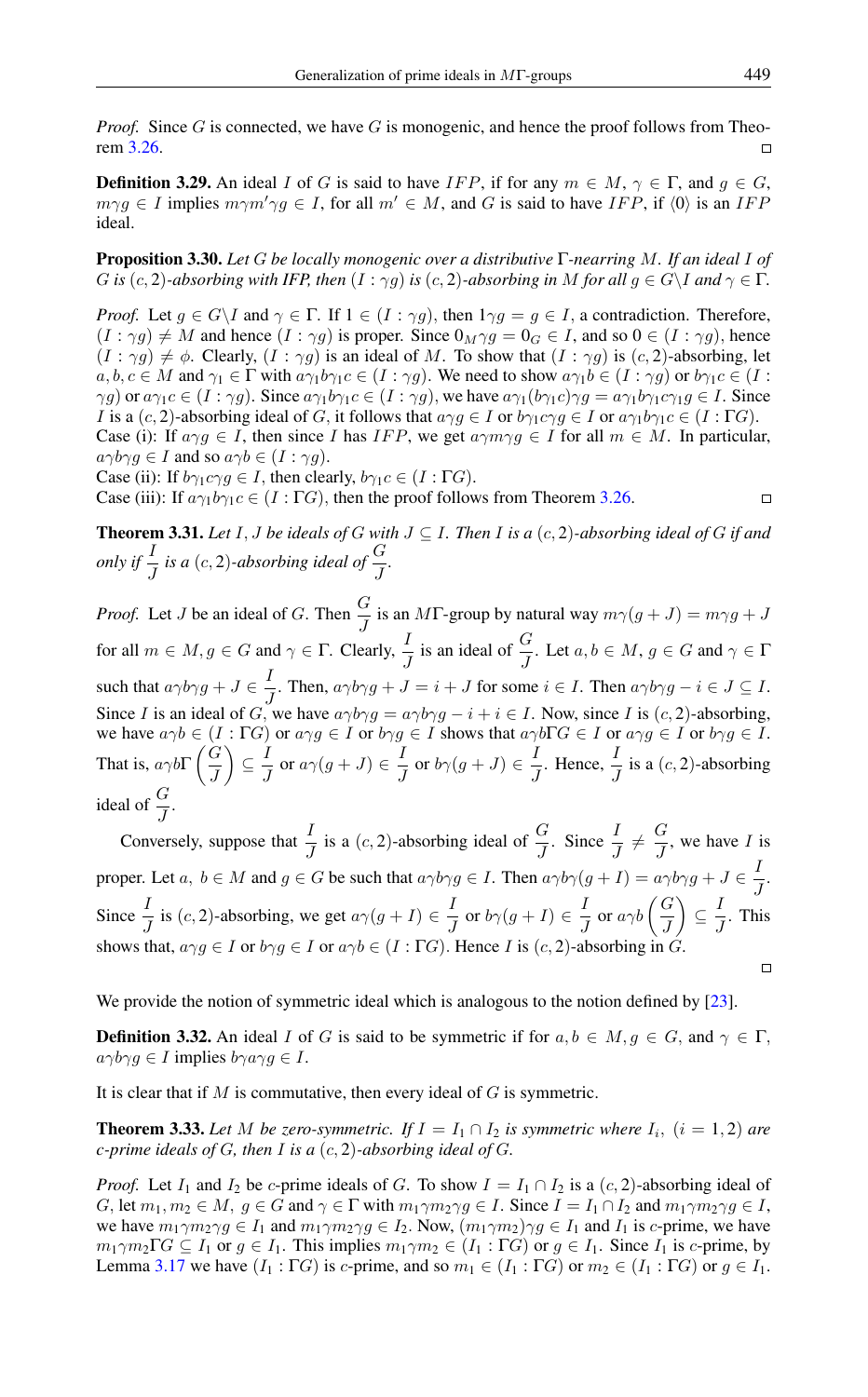*Proof.* Since $G$ is connected, we have $G$ is monogenic, and hence the proof follows from Theorem 3.26. □

**Definition 3.29.** An ideal $I$ of $G$ is said to have $IFP$, if for any $m \in M$, $\gamma \in \Gamma$, and $g \in G$, $m\gamma g \in I$ implies $m\gamma m'\gamma g \in I$, for all $m' \in M$, and $G$ is said to have $IFP$, if $\langle 0 \rangle$ is an $IFP$ ideal.

**Proposition 3.30.** *Let $G$ be locally monogenic over a distributive $\Gamma$-nearring $M$. If an ideal $I$ of $G$ is $(c, 2)$-absorbing with IFP, then $(I : \gamma g)$ is $(c, 2)$-absorbing in $M$ for all $g \in G \backslash I$ and $\gamma \in \Gamma$.*

*Proof.* Let $g \in G \backslash I$ and $\gamma \in \Gamma$. If $1 \in (I : \gamma g)$, then $1\gamma g = g \in I$, a contradiction. Therefore, $(I : \gamma g) \neq M$ and hence $(I : \gamma g)$ is proper. Since $0_M \gamma g = 0_G \in I$, and so $0 \in (I : \gamma g)$, hence $(I : \gamma g) \neq \phi$. Clearly, $(I : \gamma g)$ is an ideal of $M$. To show that $(I : \gamma g)$ is $(c, 2)$-absorbing, let $a, b, c \in M$ and $\gamma_1 \in \Gamma$ with $a\gamma_1 b\gamma_1 c \in (I : \gamma g)$. We need to show $a\gamma_1 b \in (I : \gamma g)$ or $b\gamma_1 c \in (I : \gamma g)$ or $a\gamma_1 c \in (I : \gamma g)$. Since $a\gamma_1 b\gamma_1 c \in (I : \gamma g)$, we have $a\gamma_1(b\gamma_1 c)\gamma g = a\gamma_1 b\gamma_1 c\gamma_1 g \in I$. Since $I$ is a $(c, 2)$-absorbing ideal of $G$, it follows that $a\gamma g \in I$ or $b\gamma_1 c\gamma g \in I$ or $a\gamma_1 b\gamma_1 c \in (I : \Gamma G)$.
Case (i): If $a\gamma g \in I$, then since $I$ has $IFP$, we get $a\gamma m\gamma g \in I$ for all $m \in M$. In particular, $a\gamma b\gamma g \in I$ and so $a\gamma b \in (I : \gamma g)$.
Case (ii): If $b\gamma_1 c\gamma g \in I$, then clearly, $b\gamma_1 c \in (I : \Gamma G)$.
Case (iii): If $a\gamma_1 b\gamma_1 c \in (I : \Gamma G)$, then the proof follows from Theorem 3.26. □

**Theorem 3.31.** *Let $I, J$ be ideals of $G$ with $J \subseteq I$. Then $I$ is a $(c, 2)$-absorbing ideal of $G$ if and only if $\dfrac{I}{J}$ is a $(c, 2)$-absorbing ideal of $\dfrac{G}{J}$.*

*Proof.* Let $J$ be an ideal of $G$. Then $\dfrac{G}{J}$ is an $M\Gamma$-group by natural way $m\gamma(g + J) = m\gamma g + J$ for all $m \in M, g \in G$ and $\gamma \in \Gamma$. Clearly, $\dfrac{I}{J}$ is an ideal of $\dfrac{G}{J}$. Let $a, b \in M$, $g \in G$ and $\gamma \in \Gamma$ such that $a\gamma b\gamma g + J \in \dfrac{I}{J}$. Then, $a\gamma b\gamma g + J = i + J$ for some $i \in I$. Then $a\gamma b\gamma g - i \in J \subseteq I$. Since $I$ is an ideal of $G$, we have $a\gamma b\gamma g = a\gamma b\gamma g - i + i \in I$. Now, since $I$ is $(c, 2)$-absorbing, we have $a\gamma b \in (I : \Gamma G)$ or $a\gamma g \in I$ or $b\gamma g \in I$ shows that $a\gamma b\Gamma G \in I$ or $a\gamma g \in I$ or $b\gamma g \in I$. That is, $a\gamma b\Gamma\left(\dfrac{G}{J}\right) \subseteq \dfrac{I}{J}$ or $a\gamma(g + J) \in \dfrac{I}{J}$ or $b\gamma(g + J) \in \dfrac{I}{J}$. Hence, $\dfrac{I}{J}$ is a $(c, 2)$-absorbing ideal of $\dfrac{G}{J}$.

Conversely, suppose that $\dfrac{I}{J}$ is a $(c, 2)$-absorbing ideal of $\dfrac{G}{J}$. Since $\dfrac{I}{J} \neq \dfrac{G}{J}$, we have $I$ is proper. Let $a,\ b \in M$ and $g \in G$ be such that $a\gamma b\gamma g \in I$. Then $a\gamma b\gamma(g + I) = a\gamma b\gamma g + J \in \dfrac{I}{J}$. Since $\dfrac{I}{J}$ is $(c, 2)$-absorbing, we get $a\gamma(g + I) \in \dfrac{I}{J}$ or $b\gamma(g + I) \in \dfrac{I}{J}$ or $a\gamma b\left(\dfrac{G}{J}\right) \subseteq \dfrac{I}{J}$. This shows that, $a\gamma g \in I$ or $b\gamma g \in I$ or $a\gamma b \in (I : \Gamma G)$. Hence $I$ is $(c, 2)$-absorbing in $G$. □

We provide the notion of symmetric ideal which is analogous to the notion defined by [23].

**Definition 3.32.** An ideal $I$ of $G$ is said to be symmetric if for $a, b \in M, g \in G$, and $\gamma \in \Gamma$, $a\gamma b\gamma g \in I$ implies $b\gamma a\gamma g \in I$.

It is clear that if $M$ is commutative, then every ideal of $G$ is symmetric.

**Theorem 3.33.** *Let $M$ be zero-symmetric. If $I = I_1 \cap I_2$ is symmetric where $I_i,\ (i = 1, 2)$ are c-prime ideals of $G$, then $I$ is a $(c, 2)$-absorbing ideal of $G$.*

*Proof.* Let $I_1$ and $I_2$ be $c$-prime ideals of $G$. To show $I = I_1 \cap I_2$ is a $(c, 2)$-absorbing ideal of $G$, let $m_1, m_2 \in M$, $g \in G$ and $\gamma \in \Gamma$ with $m_1\gamma m_2\gamma g \in I$. Since $I = I_1 \cap I_2$ and $m_1\gamma m_2\gamma g \in I$, we have $m_1\gamma m_2\gamma g \in I_1$ and $m_1\gamma m_2\gamma g \in I_2$. Now, $(m_1\gamma m_2)\gamma g \in I_1$ and $I_1$ is $c$-prime, we have $m_1\gamma m_2\Gamma G \subseteq I_1$ or $g \in I_1$. This implies $m_1\gamma m_2 \in (I_1 : \Gamma G)$ or $g \in I_1$. Since $I_1$ is $c$-prime, by Lemma 3.17 we have $(I_1 : \Gamma G)$ is $c$-prime, and so $m_1 \in (I_1 : \Gamma G)$ or $m_2 \in (I_1 : \Gamma G)$ or $g \in I_1$.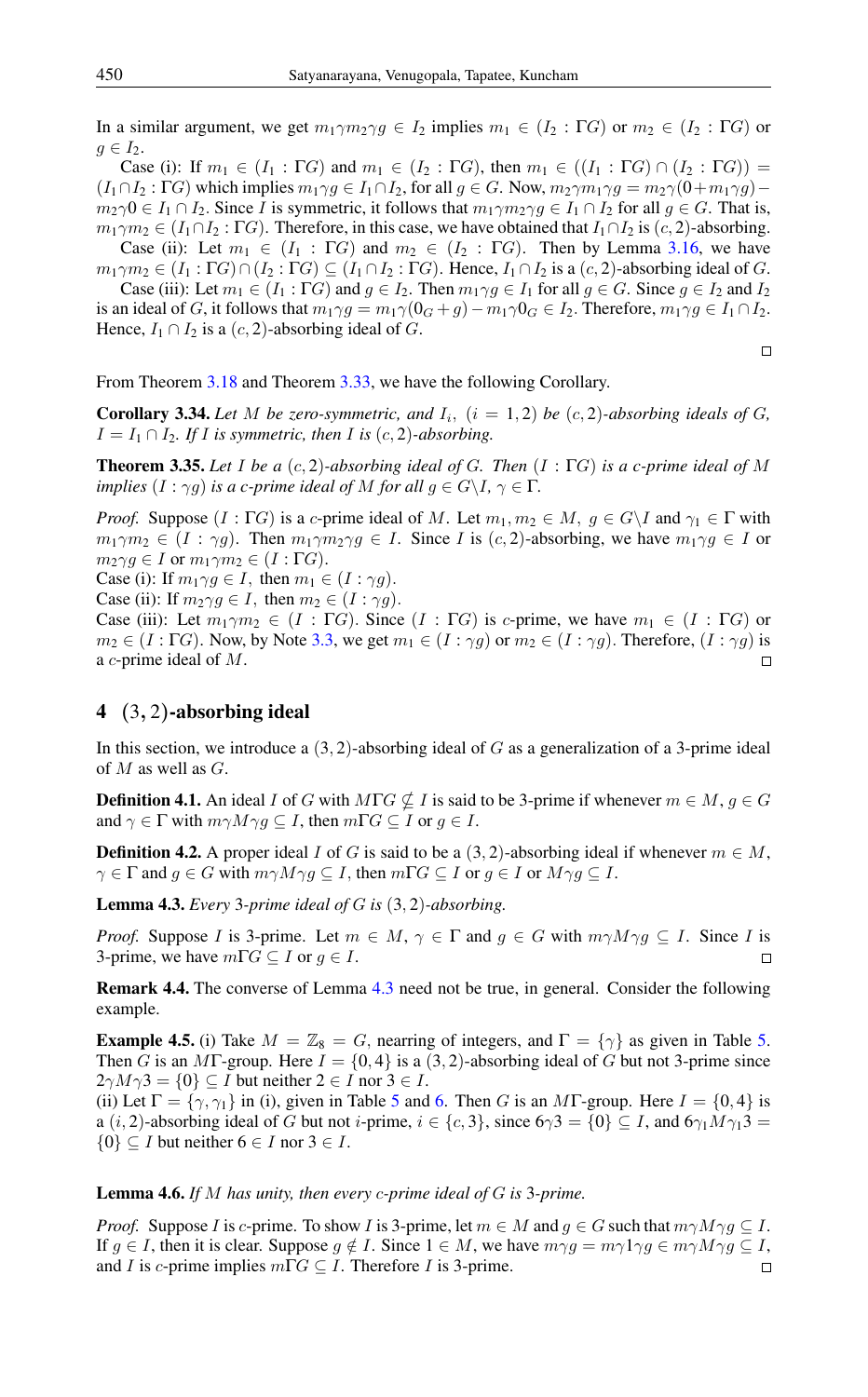In a similar argument, we get $m_1\gamma m_2\gamma g \in I_2$ implies $m_1 \in (I_2 : \Gamma G)$ or $m_2 \in (I_2 : \Gamma G)$ or $g \in I_2$.

Case (i): If $m_1 \in (I_1 : \Gamma G)$ and $m_1 \in (I_2 : \Gamma G)$, then $m_1 \in ((I_1 : \Gamma G) \cap (I_2 : \Gamma G)) = (I_1 \cap I_2 : \Gamma G)$ which implies $m_1\gamma g \in I_1 \cap I_2$, for all $g \in G$. Now, $m_2\gamma m_1\gamma g = m_2\gamma(0 + m_1\gamma g) - m_2\gamma 0 \in I_1 \cap I_2$. Since $I$ is symmetric, it follows that $m_1\gamma m_2\gamma g \in I_1 \cap I_2$ for all $g \in G$. That is, $m_1\gamma m_2 \in (I_1 \cap I_2 : \Gamma G)$. Therefore, in this case, we have obtained that $I_1 \cap I_2$ is $(c, 2)$-absorbing.

Case (ii): Let $m_1 \in (I_1 : \Gamma G)$ and $m_2 \in (I_2 : \Gamma G)$. Then by Lemma 3.16, we have $m_1\gamma m_2 \in (I_1 : \Gamma G) \cap (I_2 : \Gamma G) \subseteq (I_1 \cap I_2 : \Gamma G)$. Hence, $I_1 \cap I_2$ is a $(c, 2)$-absorbing ideal of $G$.

Case (iii): Let $m_1 \in (I_1 : \Gamma G)$ and $g \in I_2$. Then $m_1\gamma g \in I_1$ for all $g \in G$. Since $g \in I_2$ and $I_2$ is an ideal of $G$, it follows that $m_1\gamma g = m_1\gamma(0_G + g) - m_1\gamma 0_G \in I_2$. Therefore, $m_1\gamma g \in I_1 \cap I_2$. Hence, $I_1 \cap I_2$ is a $(c, 2)$-absorbing ideal of $G$. □

From Theorem 3.18 and Theorem 3.33, we have the following Corollary.

**Corollary 3.34.** *Let $M$ be zero-symmetric, and $I_i$, $(i = 1, 2)$ be $(c, 2)$-absorbing ideals of $G$, $I = I_1 \cap I_2$. If $I$ is symmetric, then $I$ is $(c, 2)$-absorbing.*

**Theorem 3.35.** *Let $I$ be a $(c, 2)$-absorbing ideal of $G$. Then $(I : \Gamma G)$ is a $c$-prime ideal of $M$ implies $(I : \gamma g)$ is a $c$-prime ideal of $M$ for all $g \in G \backslash I$, $\gamma \in \Gamma$.*

*Proof.* Suppose $(I : \Gamma G)$ is a $c$-prime ideal of $M$. Let $m_1, m_2 \in M$, $g \in G \backslash I$ and $\gamma_1 \in \Gamma$ with $m_1\gamma m_2 \in (I : \gamma g)$. Then $m_1\gamma m_2\gamma g \in I$. Since $I$ is $(c, 2)$-absorbing, we have $m_1\gamma g \in I$ or $m_2\gamma g \in I$ or $m_1\gamma m_2 \in (I : \Gamma G)$.

Case (i): If $m_1\gamma g \in I$, then $m_1 \in (I : \gamma g)$.

Case (ii): If $m_2\gamma g \in I$, then $m_2 \in (I : \gamma g)$.

Case (iii): Let $m_1\gamma m_2 \in (I : \Gamma G)$. Since $(I : \Gamma G)$ is $c$-prime, we have $m_1 \in (I : \Gamma G)$ or $m_2 \in (I : \Gamma G)$. Now, by Note 3.3, we get $m_1 \in (I : \gamma g)$ or $m_2 \in (I : \gamma g)$. Therefore, $(I : \gamma g)$ is a $c$-prime ideal of $M$. □

## 4 $(3, 2)$-absorbing ideal

In this section, we introduce a $(3, 2)$-absorbing ideal of $G$ as a generalization of a 3-prime ideal of $M$ as well as $G$.

**Definition 4.1.** An ideal $I$ of $G$ with $M\Gamma G \nsubseteq I$ is said to be 3-prime if whenever $m \in M$, $g \in G$ and $\gamma \in \Gamma$ with $m\gamma M\gamma g \subseteq I$, then $m\Gamma G \subseteq I$ or $g \in I$.

**Definition 4.2.** A proper ideal $I$ of $G$ is said to be a $(3, 2)$-absorbing ideal if whenever $m \in M$, $\gamma \in \Gamma$ and $g \in G$ with $m\gamma M\gamma g \subseteq I$, then $m\Gamma G \subseteq I$ or $g \in I$ or $M\gamma g \subseteq I$.

**Lemma 4.3.** *Every 3-prime ideal of $G$ is $(3, 2)$-absorbing.*

*Proof.* Suppose $I$ is 3-prime. Let $m \in M$, $\gamma \in \Gamma$ and $g \in G$ with $m\gamma M\gamma g \subseteq I$. Since $I$ is 3-prime, we have $m\Gamma G \subseteq I$ or $g \in I$. □

**Remark 4.4.** The converse of Lemma 4.3 need not be true, in general. Consider the following example.

**Example 4.5.** (i) Take $M = \mathbb{Z}_8 = G$, nearring of integers, and $\Gamma = \{\gamma\}$ as given in Table 5. Then $G$ is an $M\Gamma$-group. Here $I = \{0, 4\}$ is a $(3, 2)$-absorbing ideal of $G$ but not 3-prime since $2\gamma M\gamma 3 = \{0\} \subseteq I$ but neither $2 \in I$ nor $3 \in I$.

(ii) Let $\Gamma = \{\gamma, \gamma_1\}$ in (i), given in Table 5 and 6. Then $G$ is an $M\Gamma$-group. Here $I = \{0, 4\}$ is a $(i, 2)$-absorbing ideal of $G$ but not $i$-prime, $i \in \{c, 3\}$, since $6\gamma 3 = \{0\} \subseteq I$, and $6\gamma_1 M\gamma_1 3 = \{0\} \subseteq I$ but neither $6 \in I$ nor $3 \in I$.

**Lemma 4.6.** *If $M$ has unity, then every $c$-prime ideal of $G$ is 3-prime.*

*Proof.* Suppose $I$ is $c$-prime. To show $I$ is 3-prime, let $m \in M$ and $g \in G$ such that $m\gamma M\gamma g \subseteq I$. If $g \in I$, then it is clear. Suppose $g \notin I$. Since $1 \in M$, we have $m\gamma g = m\gamma 1\gamma g \in m\gamma M\gamma g \subseteq I$, and $I$ is $c$-prime implies $m\Gamma G \subseteq I$. Therefore $I$ is 3-prime. □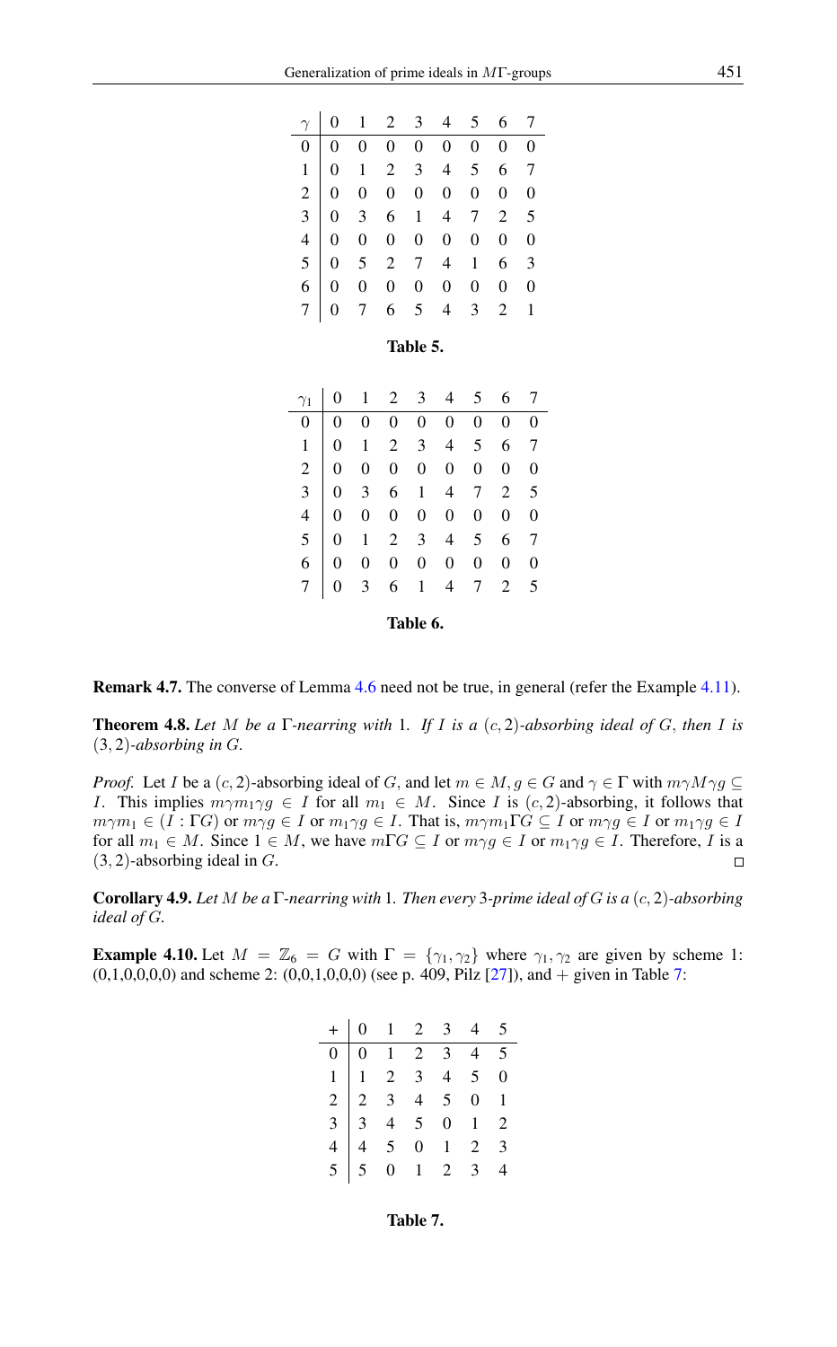| $\gamma$ | 0 | 1 | 2 | 3 | 4 | 5 | 6 | 7 |
|---|---|---|---|---|---|---|---|---|
| 0 | 0 | 0 | 0 | 0 | 0 | 0 | 0 | 0 |
| 1 | 0 | 1 | 2 | 3 | 4 | 5 | 6 | 7 |
| 2 | 0 | 0 | 0 | 0 | 0 | 0 | 0 | 0 |
| 3 | 0 | 3 | 6 | 1 | 4 | 7 | 2 | 5 |
| 4 | 0 | 0 | 0 | 0 | 0 | 0 | 0 | 0 |
| 5 | 0 | 5 | 2 | 7 | 4 | 1 | 6 | 3 |
| 6 | 0 | 0 | 0 | 0 | 0 | 0 | 0 | 0 |
| 7 | 0 | 7 | 6 | 5 | 4 | 3 | 2 | 1 |

**Table 5.**

| $\gamma_1$ | 0 | 1 | 2 | 3 | 4 | 5 | 6 | 7 |
|---|---|---|---|---|---|---|---|---|
| 0 | 0 | 0 | 0 | 0 | 0 | 0 | 0 | 0 |
| 1 | 0 | 1 | 2 | 3 | 4 | 5 | 6 | 7 |
| 2 | 0 | 0 | 0 | 0 | 0 | 0 | 0 | 0 |
| 3 | 0 | 3 | 6 | 1 | 4 | 7 | 2 | 5 |
| 4 | 0 | 0 | 0 | 0 | 0 | 0 | 0 | 0 |
| 5 | 0 | 1 | 2 | 3 | 4 | 5 | 6 | 7 |
| 6 | 0 | 0 | 0 | 0 | 0 | 0 | 0 | 0 |
| 7 | 0 | 3 | 6 | 1 | 4 | 7 | 2 | 5 |

**Table 6.**

**Remark 4.7.** The converse of Lemma 4.6 need not be true, in general (refer the Example 4.11).

**Theorem 4.8.** *Let $M$ be a $\Gamma$-nearring with 1. If $I$ is a $(c,2)$-absorbing ideal of $G$, then $I$ is $(3,2)$-absorbing in $G$.*

*Proof.* Let $I$ be a $(c,2)$-absorbing ideal of $G$, and let $m \in M, g \in G$ and $\gamma \in \Gamma$ with $m\gamma M\gamma g \subseteq I$. This implies $m\gamma m_1\gamma g \in I$ for all $m_1 \in M$. Since $I$ is $(c,2)$-absorbing, it follows that $m\gamma m_1 \in (I : \Gamma G)$ or $m\gamma g \in I$ or $m_1\gamma g \in I$. That is, $m\gamma m_1\Gamma G \subseteq I$ or $m\gamma g \in I$ or $m_1\gamma g \in I$ for all $m_1 \in M$. Since $1 \in M$, we have $m\Gamma G \subseteq I$ or $m\gamma g \in I$ or $m_1\gamma g \in I$. Therefore, $I$ is a $(3,2)$-absorbing ideal in $G$. □

**Corollary 4.9.** *Let $M$ be a $\Gamma$-nearring with 1. Then every 3-prime ideal of $G$ is a $(c,2)$-absorbing ideal of $G$.*

**Example 4.10.** Let $M = \mathbb{Z}_6 = G$ with $\Gamma = \{\gamma_1, \gamma_2\}$ where $\gamma_1, \gamma_2$ are given by scheme 1: (0,1,0,0,0,0) and scheme 2: (0,0,1,0,0,0) (see p. 409, Pilz [27]), and + given in Table 7:

| + | 0 | 1 | 2 | 3 | 4 | 5 |
|---|---|---|---|---|---|---|
| 0 | 0 | 1 | 2 | 3 | 4 | 5 |
| 1 | 1 | 2 | 3 | 4 | 5 | 0 |
| 2 | 2 | 3 | 4 | 5 | 0 | 1 |
| 3 | 3 | 4 | 5 | 0 | 1 | 2 |
| 4 | 4 | 5 | 0 | 1 | 2 | 3 |
| 5 | 5 | 0 | 1 | 2 | 3 | 4 |

**Table 7.**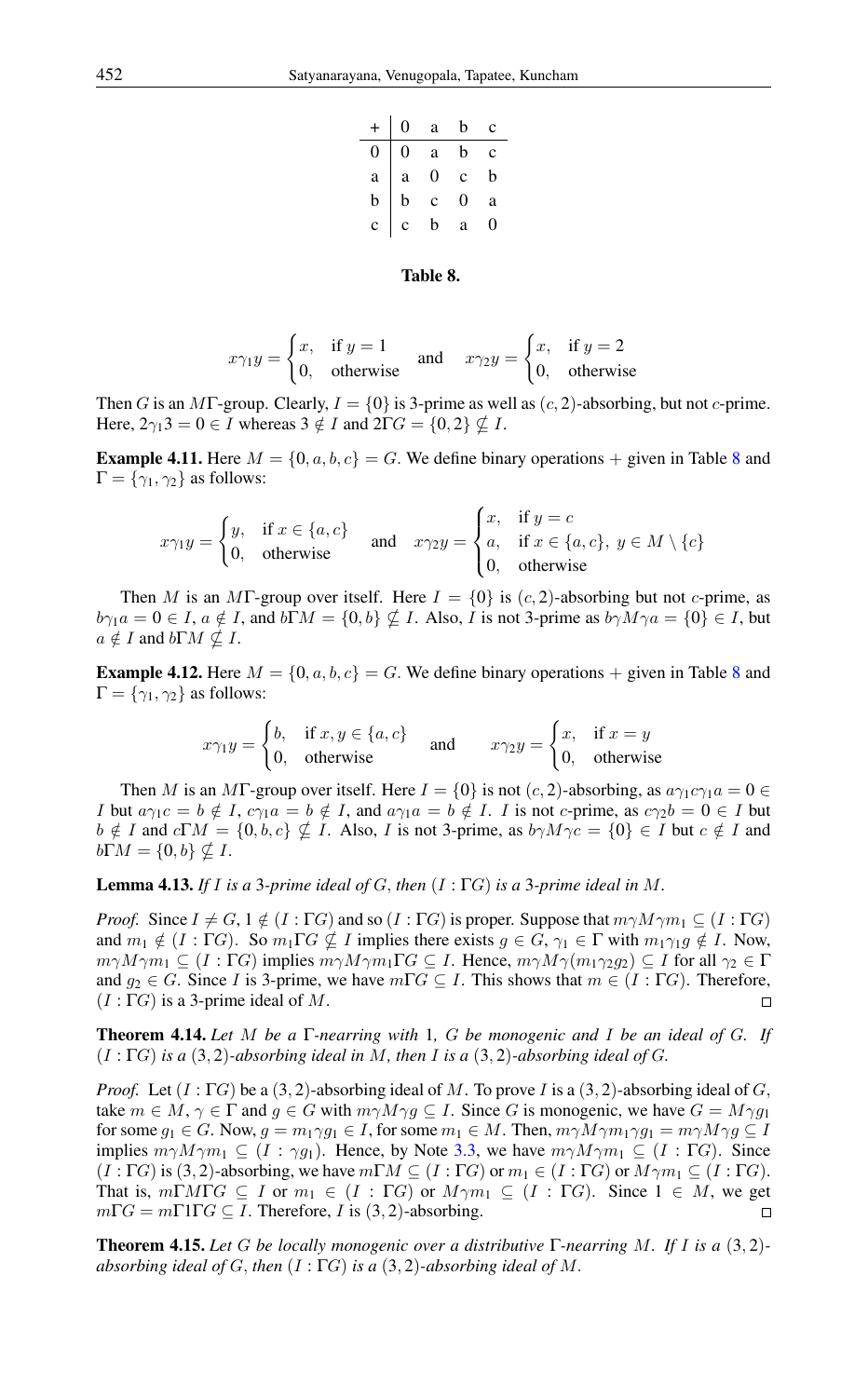| + | 0 | a | b | c |
|---|---|---|---|---|
| 0 | 0 | a | b | c |
| a | a | 0 | c | b |
| b | b | c | 0 | a |
| c | c | b | a | 0 |

**Table 8.**

$$x\gamma_1 y = \begin{cases} x, & \text{if } y = 1 \\ 0, & \text{otherwise} \end{cases} \quad \text{and} \quad x\gamma_2 y = \begin{cases} x, & \text{if } y = 2 \\ 0, & \text{otherwise} \end{cases}$$

Then $G$ is an $M\Gamma$-group. Clearly, $I = \{0\}$ is 3-prime as well as $(c, 2)$-absorbing, but not $c$-prime. Here, $2\gamma_1 3 = 0 \in I$ whereas $3 \notin I$ and $2\Gamma G = \{0, 2\} \nsubseteq I$.

**Example 4.11.** Here $M = \{0, a, b, c\} = G$. We define binary operations $+$ given in Table 8 and $\Gamma = \{\gamma_1, \gamma_2\}$ as follows:

$$x\gamma_1 y = \begin{cases} y, & \text{if } x \in \{a, c\} \\ 0, & \text{otherwise} \end{cases} \quad \text{and} \quad x\gamma_2 y = \begin{cases} x, & \text{if } y = c \\ a, & \text{if } x \in \{a, c\},\ y \in M \setminus \{c\} \\ 0, & \text{otherwise} \end{cases}$$

Then $M$ is an $M\Gamma$-group over itself. Here $I = \{0\}$ is $(c, 2)$-absorbing but not $c$-prime, as $b\gamma_1 a = 0 \in I$, $a \notin I$, and $b\Gamma M = \{0, b\} \nsubseteq I$. Also, $I$ is not 3-prime as $b\gamma M\gamma a = \{0\} \in I$, but $a \notin I$ and $b\Gamma M \nsubseteq I$.

**Example 4.12.** Here $M = \{0, a, b, c\} = G$. We define binary operations $+$ given in Table 8 and $\Gamma = \{\gamma_1, \gamma_2\}$ as follows:

$$x\gamma_1 y = \begin{cases} b, & \text{if } x, y \in \{a, c\} \\ 0, & \text{otherwise} \end{cases} \quad \text{and} \quad x\gamma_2 y = \begin{cases} x, & \text{if } x = y \\ 0, & \text{otherwise} \end{cases}$$

Then $M$ is an $M\Gamma$-group over itself. Here $I = \{0\}$ is not $(c, 2)$-absorbing, as $a\gamma_1 c\gamma_1 a = 0 \in I$ but $a\gamma_1 c = b \notin I$, $c\gamma_1 a = b \notin I$, and $a\gamma_1 a = b \notin I$. $I$ is not $c$-prime, as $c\gamma_2 b = 0 \in I$ but $b \notin I$ and $c\Gamma M = \{0, b, c\} \nsubseteq I$. Also, $I$ is not 3-prime, as $b\gamma M\gamma c = \{0\} \in I$ but $c \notin I$ and $b\Gamma M = \{0, b\} \nsubseteq I$.

**Lemma 4.13.** *If $I$ is a 3-prime ideal of $G$, then $(I : \Gamma G)$ is a 3-prime ideal in $M$.*

*Proof.* Since $I \neq G$, $1 \notin (I : \Gamma G)$ and so $(I : \Gamma G)$ is proper. Suppose that $m\gamma M\gamma m_1 \subseteq (I : \Gamma G)$ and $m_1 \notin (I : \Gamma G)$. So $m_1 \Gamma G \nsubseteq I$ implies there exists $g \in G$, $\gamma_1 \in \Gamma$ with $m_1\gamma_1 g \notin I$. Now, $m\gamma M\gamma m_1 \subseteq (I : \Gamma G)$ implies $m\gamma M\gamma m_1 \Gamma G \subseteq I$. Hence, $m\gamma M\gamma(m_1\gamma_2 g_2) \subseteq I$ for all $\gamma_2 \in \Gamma$ and $g_2 \in G$. Since $I$ is 3-prime, we have $m\Gamma G \subseteq I$. This shows that $m \in (I : \Gamma G)$. Therefore, $(I : \Gamma G)$ is a 3-prime ideal of $M$. $\square$

**Theorem 4.14.** *Let $M$ be a $\Gamma$-nearring with 1, $G$ be monogenic and $I$ be an ideal of $G$. If $(I : \Gamma G)$ is a $(3, 2)$-absorbing ideal in $M$, then $I$ is a $(3, 2)$-absorbing ideal of $G$.*

*Proof.* Let $(I : \Gamma G)$ be a $(3, 2)$-absorbing ideal of $M$. To prove $I$ is a $(3, 2)$-absorbing ideal of $G$, take $m \in M$, $\gamma \in \Gamma$ and $g \in G$ with $m\gamma M\gamma g \subseteq I$. Since $G$ is monogenic, we have $G = M\gamma g_1$ for some $g_1 \in G$. Now, $g = m_1\gamma g_1 \in I$, for some $m_1 \in M$. Then, $m\gamma M\gamma m_1\gamma g_1 = m\gamma M\gamma g \subseteq I$ implies $m\gamma M\gamma m_1 \subseteq (I : \gamma g_1)$. Hence, by Note 3.3, we have $m\gamma M\gamma m_1 \subseteq (I : \Gamma G)$. Since $(I : \Gamma G)$ is $(3, 2)$-absorbing, we have $m\Gamma M \subseteq (I : \Gamma G)$ or $m_1 \in (I : \Gamma G)$ or $M\gamma m_1 \subseteq (I : \Gamma G)$. That is, $m\Gamma M\Gamma G \subseteq I$ or $m_1 \in (I : \Gamma G)$ or $M\gamma m_1 \subseteq (I : \Gamma G)$. Since $1 \in M$, we get $m\Gamma G = m\Gamma 1\Gamma G \subseteq I$. Therefore, $I$ is $(3, 2)$-absorbing. $\square$

**Theorem 4.15.** *Let $G$ be locally monogenic over a distributive $\Gamma$-nearring $M$. If $I$ is a $(3, 2)$-absorbing ideal of $G$, then $(I : \Gamma G)$ is a $(3, 2)$-absorbing ideal of $M$.*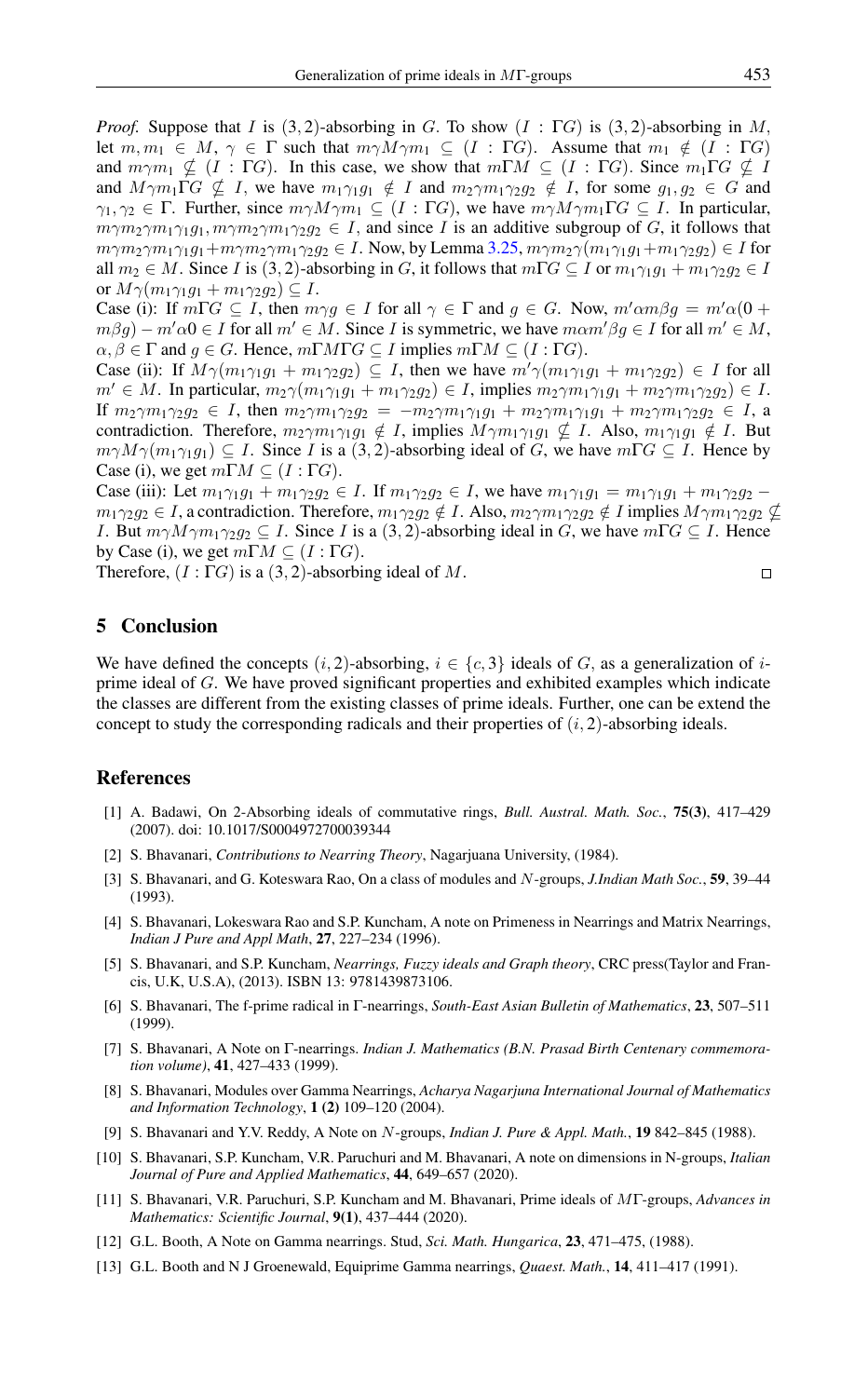*Proof.* Suppose that $I$ is $(3,2)$-absorbing in $G$. To show $(I : \Gamma G)$ is $(3,2)$-absorbing in $M$, let $m, m_1 \in M$, $\gamma \in \Gamma$ such that $m\gamma M\gamma m_1 \subseteq (I : \Gamma G)$. Assume that $m_1 \notin (I : \Gamma G)$ and $m\gamma m_1 \nsubseteq (I : \Gamma G)$. In this case, we show that $m\Gamma M \subseteq (I : \Gamma G)$. Since $m_1\Gamma G \nsubseteq I$ and $M\gamma m_1\Gamma G \nsubseteq I$, we have $m_1\gamma_1 g_1 \notin I$ and $m_2\gamma m_1\gamma_2 g_2 \notin I$, for some $g_1, g_2 \in G$ and $\gamma_1, \gamma_2 \in \Gamma$. Further, since $m\gamma M\gamma m_1 \subseteq (I : \Gamma G)$, we have $m\gamma M\gamma m_1\Gamma G \subseteq I$. In particular, $m\gamma m_2\gamma m_1\gamma_1 g_1, m\gamma m_2\gamma m_1\gamma_2 g_2 \in I$, and since $I$ is an additive subgroup of $G$, it follows that $m\gamma m_2\gamma m_1\gamma_1 g_1 + m\gamma m_2\gamma m_1\gamma_2 g_2 \in I$. Now, by Lemma 3.25, $m\gamma m_2\gamma(m_1\gamma_1 g_1 + m_1\gamma_2 g_2) \in I$ for all $m_2 \in M$. Since $I$ is $(3,2)$-absorbing in $G$, it follows that $m\Gamma G \subseteq I$ or $m_1\gamma_1 g_1 + m_1\gamma_2 g_2 \in I$ or $M\gamma(m_1\gamma_1 g_1 + m_1\gamma_2 g_2) \subseteq I$.

Case (i): If $m\Gamma G \subseteq I$, then $m\gamma g \in I$ for all $\gamma \in \Gamma$ and $g \in G$. Now, $m'\alpha m\beta g = m'\alpha(0 + m\beta g) - m'\alpha 0 \in I$ for all $m' \in M$. Since $I$ is symmetric, we have $m\alpha m'\beta g \in I$ for all $m' \in M$, $\alpha, \beta \in \Gamma$ and $g \in G$. Hence, $m\Gamma M\Gamma G \subseteq I$ implies $m\Gamma M \subseteq (I : \Gamma G)$.

Case (ii): If $M\gamma(m_1\gamma_1 g_1 + m_1\gamma_2 g_2) \subseteq I$, then we have $m'\gamma(m_1\gamma_1 g_1 + m_1\gamma_2 g_2) \in I$ for all $m' \in M$. In particular, $m_2\gamma(m_1\gamma_1 g_1 + m_1\gamma_2 g_2) \in I$, implies $m_2\gamma m_1\gamma_1 g_1 + m_2\gamma m_1\gamma_2 g_2) \in I$. If $m_2\gamma m_1\gamma_2 g_2 \in I$, then $m_2\gamma m_1\gamma_2 g_2 = -m_2\gamma m_1\gamma_1 g_1 + m_2\gamma m_1\gamma_1 g_1 + m_2\gamma m_1\gamma_2 g_2 \in I$, a contradiction. Therefore, $m_2\gamma m_1\gamma_1 g_1 \notin I$, implies $M\gamma m_1\gamma_1 g_1 \nsubseteq I$. Also, $m_1\gamma_1 g_1 \notin I$. But $m\gamma M\gamma(m_1\gamma_1 g_1) \subseteq I$. Since $I$ is a $(3,2)$-absorbing ideal of $G$, we have $m\Gamma G \subseteq I$. Hence by Case (i), we get $m\Gamma M \subseteq (I : \Gamma G)$.

Case (iii): Let $m_1\gamma_1 g_1 + m_1\gamma_2 g_2 \in I$. If $m_1\gamma_2 g_2 \in I$, we have $m_1\gamma_1 g_1 = m_1\gamma_1 g_1 + m_1\gamma_2 g_2 - m_1\gamma_2 g_2 \in I$, a contradiction. Therefore, $m_1\gamma_2 g_2 \notin I$. Also, $m_2\gamma m_1\gamma_2 g_2 \notin I$ implies $M\gamma m_1\gamma_2 g_2 \nsubseteq I$. But $m\gamma M\gamma m_1\gamma_2 g_2 \subseteq I$. Since $I$ is a $(3,2)$-absorbing ideal in $G$, we have $m\Gamma G \subseteq I$. Hence by Case (i), we get $m\Gamma M \subseteq (I : \Gamma G)$.

Therefore, $(I : \Gamma G)$ is a $(3,2)$-absorbing ideal of $M$. □

## 5 Conclusion

We have defined the concepts $(i,2)$-absorbing, $i \in \{c,3\}$ ideals of $G$, as a generalization of $i$-prime ideal of $G$. We have proved significant properties and exhibited examples which indicate the classes are different from the existing classes of prime ideals. Further, one can be extend the concept to study the corresponding radicals and their properties of $(i,2)$-absorbing ideals.

## References

[1] A. Badawi, On 2-Absorbing ideals of commutative rings, *Bull. Austral. Math. Soc.*, **75(3)**, 417–429 (2007). doi: 10.1017/S0004972700039344

[2] S. Bhavanari, *Contributions to Nearring Theory*, Nagarjuana University, (1984).

[3] S. Bhavanari, and G. Koteswara Rao, On a class of modules and $N$-groups, *J.Indian Math Soc.*, **59**, 39–44 (1993).

[4] S. Bhavanari, Lokeswara Rao and S.P. Kuncham, A note on Primeness in Nearrings and Matrix Nearrings, *Indian J Pure and Appl Math*, **27**, 227–234 (1996).

[5] S. Bhavanari, and S.P. Kuncham, *Nearrings, Fuzzy ideals and Graph theory*, CRC press(Taylor and Francis, U.K, U.S.A), (2013). ISBN 13: 9781439873106.

[6] S. Bhavanari, The f-prime radical in Γ-nearrings, *South-East Asian Bulletin of Mathematics*, **23**, 507–511 (1999).

[7] S. Bhavanari, A Note on Γ-nearrings. *Indian J. Mathematics (B.N. Prasad Birth Centenary commemoration volume)*, **41**, 427–433 (1999).

[8] S. Bhavanari, Modules over Gamma Nearrings, *Acharya Nagarjuna International Journal of Mathematics and Information Technology*, **1 (2)** 109–120 (2004).

[9] S. Bhavanari and Y.V. Reddy, A Note on $N$-groups, *Indian J. Pure & Appl. Math.*, **19** 842–845 (1988).

[10] S. Bhavanari, S.P. Kuncham, V.R. Paruchuri and M. Bhavanari, A note on dimensions in N-groups, *Italian Journal of Pure and Applied Mathematics*, **44**, 649–657 (2020).

[11] S. Bhavanari, V.R. Paruchuri, S.P. Kuncham and M. Bhavanari, Prime ideals of $M\Gamma$-groups, *Advances in Mathematics: Scientific Journal*, **9(1)**, 437–444 (2020).

[12] G.L. Booth, A Note on Gamma nearrings. Stud, *Sci. Math. Hungarica*, **23**, 471–475, (1988).

[13] G.L. Booth and N J Groenewald, Equiprime Gamma nearrings, *Quaest. Math.*, **14**, 411–417 (1991).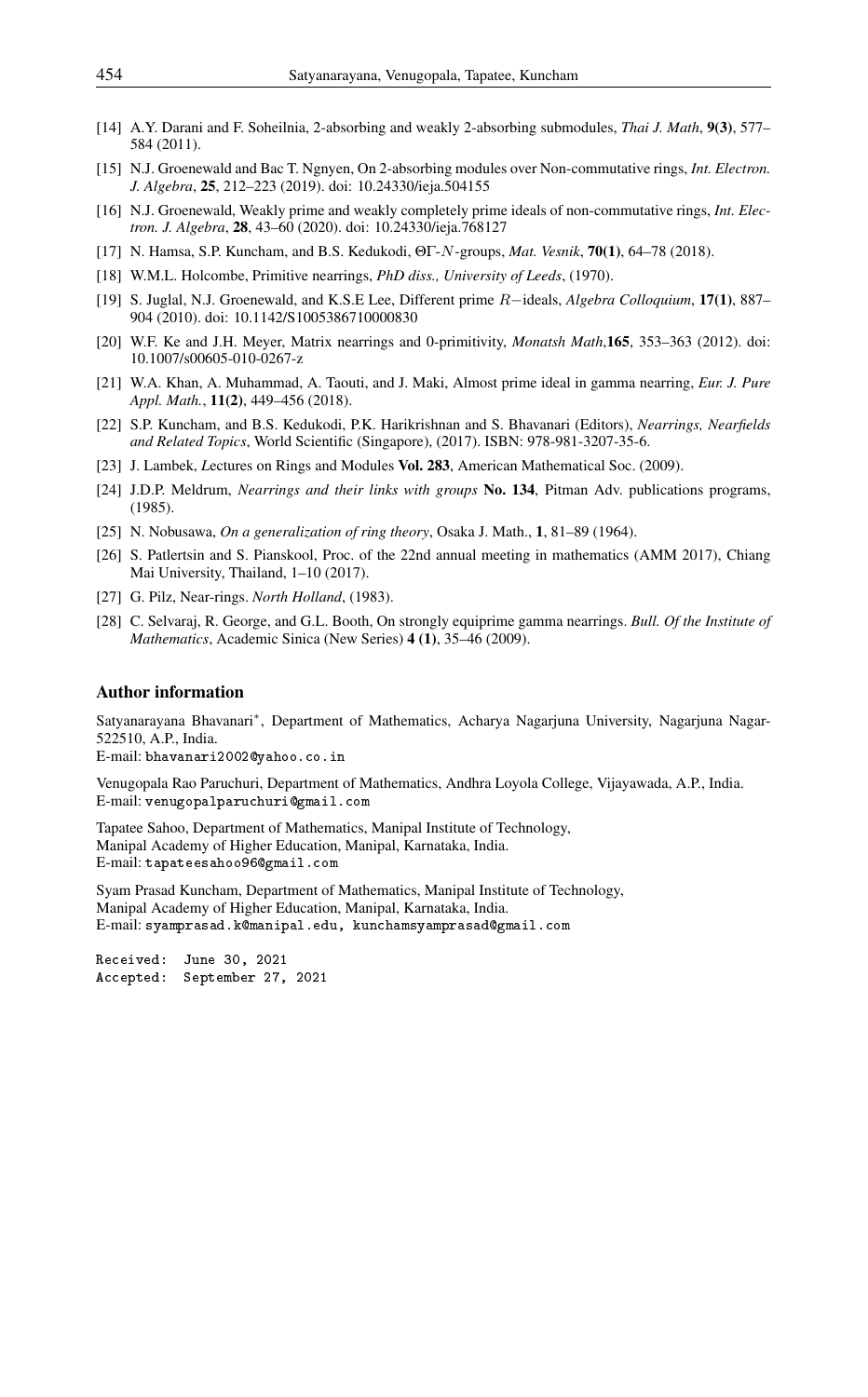[14] A.Y. Darani and F. Soheilnia, 2-absorbing and weakly 2-absorbing submodules, *Thai J. Math*, **9(3)**, 577–584 (2011).

[15] N.J. Groenewald and Bac T. Ngnyen, On 2-absorbing modules over Non-commutative rings, *Int. Electron. J. Algebra*, **25**, 212–223 (2019). doi: 10.24330/ieja.504155

[16] N.J. Groenewald, Weakly prime and weakly completely prime ideals of non-commutative rings, *Int. Electron. J. Algebra*, **28**, 43–60 (2020). doi: 10.24330/ieja.768127

[17] N. Hamsa, S.P. Kuncham, and B.S. Kedukodi, $\Theta\Gamma$-$N$-groups, *Mat. Vesnik*, **70(1)**, 64–78 (2018).

[18] W.M.L. Holcombe, Primitive nearrings, *PhD diss., University of Leeds*, (1970).

[19] S. Juglal, N.J. Groenewald, and K.S.E Lee, Different prime $R-$ideals, *Algebra Colloquium*, **17(1)**, 887–904 (2010). doi: 10.1142/S1005386710000830

[20] W.F. Ke and J.H. Meyer, Matrix nearrings and 0-primitivity, *Monatsh Math*,**165**, 353–363 (2012). doi: 10.1007/s00605-010-0267-z

[21] W.A. Khan, A. Muhammad, A. Taouti, and J. Maki, Almost prime ideal in gamma nearring, *Eur. J. Pure Appl. Math.*, **11(2)**, 449–456 (2018).

[22] S.P. Kuncham, and B.S. Kedukodi, P.K. Harikrishnan and S. Bhavanari (Editors), *Nearrings, Nearfields and Related Topics*, World Scientific (Singapore), (2017). ISBN: 978-981-3207-35-6.

[23] J. Lambek, *L*ectures on Rings and Modules **Vol. 283**, American Mathematical Soc. (2009).

[24] J.D.P. Meldrum, *Nearrings and their links with groups* **No. 134**, Pitman Adv. publications programs, (1985).

[25] N. Nobusawa, *On a generalization of ring theory*, Osaka J. Math., **1**, 81–89 (1964).

[26] S. Patlertsin and S. Pianskool, Proc. of the 22nd annual meeting in mathematics (AMM 2017), Chiang Mai University, Thailand, 1–10 (2017).

[27] G. Pilz, Near-rings. *North Holland*, (1983).

[28] C. Selvaraj, R. George, and G.L. Booth, On strongly equiprime gamma nearrings. *Bull. Of the Institute of Mathematics*, Academic Sinica (New Series) **4 (1)**, 35–46 (2009).

## Author information

Satyanarayana Bhavanari*, Department of Mathematics, Acharya Nagarjuna University, Nagarjuna Nagar-522510, A.P., India.
E-mail: bhavanari2002@yahoo.co.in

Venugopala Rao Paruchuri, Department of Mathematics, Andhra Loyola College, Vijayawada, A.P., India.
E-mail: venugopalparuchuri@gmail.com

Tapatee Sahoo, Department of Mathematics, Manipal Institute of Technology,
Manipal Academy of Higher Education, Manipal, Karnataka, India.
E-mail: tapateesahoo96@gmail.com

Syam Prasad Kuncham, Department of Mathematics, Manipal Institute of Technology,
Manipal Academy of Higher Education, Manipal, Karnataka, India.
E-mail: syamprasad.k@manipal.edu, kunchamsyamprasad@gmail.com

Received: June 30, 2021
Accepted: September 27, 2021